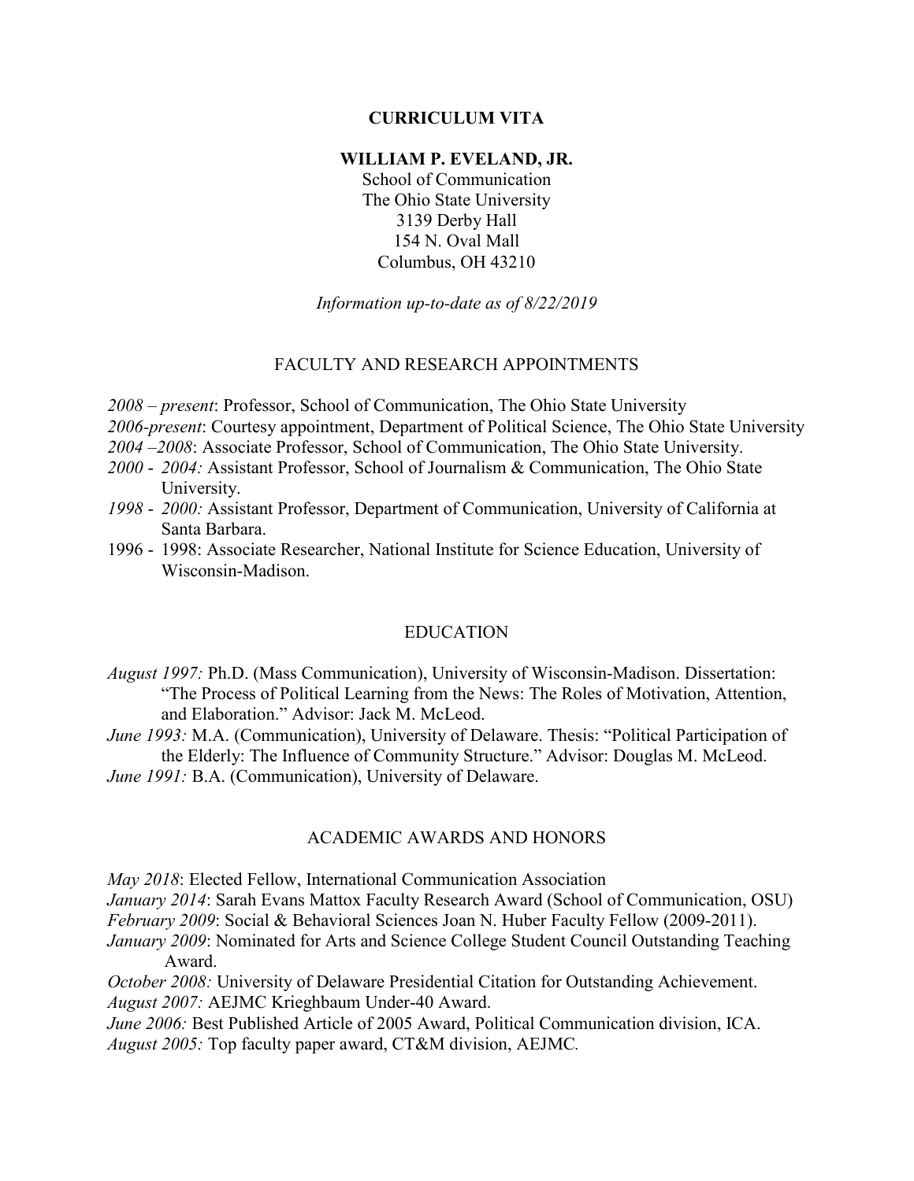# CURRICULUM VITA

## WILLIAM P. EVELAND, JR.

School of Communication
The Ohio State University
3139 Derby Hall
154 N. Oval Mall
Columbus, OH 43210

*Information up-to-date as of 8/22/2019*

## FACULTY AND RESEARCH APPOINTMENTS

*2008 – present*: Professor, School of Communication, The Ohio State University
*2006-present*: Courtesy appointment, Department of Political Science, The Ohio State University
*2004 –2008*: Associate Professor, School of Communication, The Ohio State University.
*2000 - 2004:* Assistant Professor, School of Journalism & Communication, The Ohio State University.
*1998 - 2000:* Assistant Professor, Department of Communication, University of California at Santa Barbara.
1996 - 1998: Associate Researcher, National Institute for Science Education, University of Wisconsin-Madison.

## EDUCATION

*August 1997:* Ph.D. (Mass Communication), University of Wisconsin-Madison. Dissertation: "The Process of Political Learning from the News: The Roles of Motivation, Attention, and Elaboration." Advisor: Jack M. McLeod.
*June 1993:* M.A. (Communication), University of Delaware. Thesis: "Political Participation of the Elderly: The Influence of Community Structure." Advisor: Douglas M. McLeod.
*June 1991:* B.A. (Communication), University of Delaware.

## ACADEMIC AWARDS AND HONORS

*May 2018*: Elected Fellow, International Communication Association
*January 2014*: Sarah Evans Mattox Faculty Research Award (School of Communication, OSU)
*February 2009*: Social & Behavioral Sciences Joan N. Huber Faculty Fellow (2009-2011).
*January 2009*: Nominated for Arts and Science College Student Council Outstanding Teaching Award.
*October 2008:* University of Delaware Presidential Citation for Outstanding Achievement.
*August 2007:* AEJMC Krieghbaum Under-40 Award.
*June 2006:* Best Published Article of 2005 Award, Political Communication division, ICA.
*August 2005:* Top faculty paper award, CT&M division, AEJMC.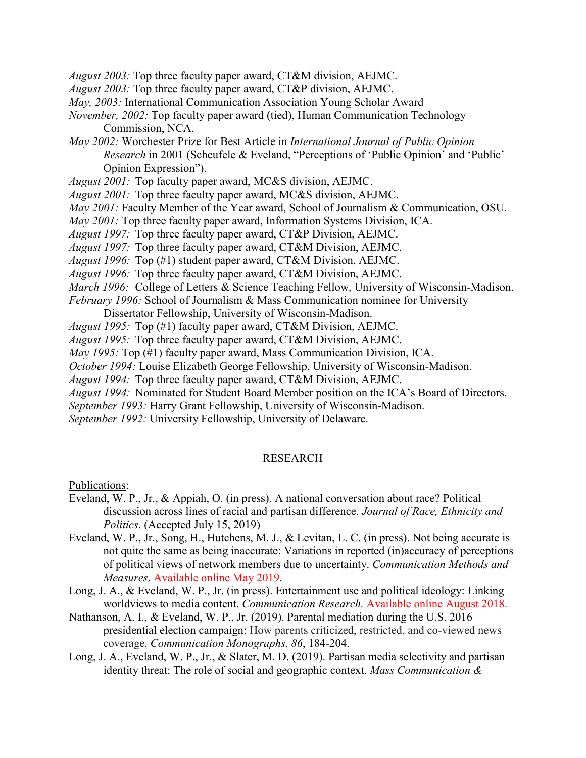*August 2003:* Top three faculty paper award, CT&M division, AEJMC.
*August 2003:* Top three faculty paper award, CT&P division, AEJMC.
*May, 2003:* International Communication Association Young Scholar Award
*November, 2002:* Top faculty paper award (tied), Human Communication Technology Commission, NCA.
*May 2002:* Worchester Prize for Best Article in *International Journal of Public Opinion Research* in 2001 (Scheufele & Eveland, "Perceptions of 'Public Opinion' and 'Public' Opinion Expression").
*August 2001:* Top faculty paper award, MC&S division, AEJMC.
*August 2001:* Top three faculty paper award, MC&S division, AEJMC.
*May 2001:* Faculty Member of the Year award, School of Journalism & Communication, OSU.
*May 2001:* Top three faculty paper award, Information Systems Division, ICA.
*August 1997:* Top three faculty paper award, CT&P Division, AEJMC.
*August 1997:* Top three faculty paper award, CT&M Division, AEJMC.
*August 1996:* Top (#1) student paper award, CT&M Division, AEJMC.
*August 1996:* Top three faculty paper award, CT&M Division, AEJMC.
*March 1996:* College of Letters & Science Teaching Fellow, University of Wisconsin-Madison.
*February 1996:* School of Journalism & Mass Communication nominee for University Dissertator Fellowship, University of Wisconsin-Madison.
*August 1995:* Top (#1) faculty paper award, CT&M Division, AEJMC.
*August 1995:* Top three faculty paper award, CT&M Division, AEJMC.
*May 1995:* Top (#1) faculty paper award, Mass Communication Division, ICA.
*October 1994:* Louise Elizabeth George Fellowship, University of Wisconsin-Madison.
*August 1994:* Top three faculty paper award, CT&M Division, AEJMC.
*August 1994:* Nominated for Student Board Member position on the ICA's Board of Directors.
*September 1993:* Harry Grant Fellowship, University of Wisconsin-Madison.
*September 1992:* University Fellowship, University of Delaware.

## RESEARCH

Publications:

Eveland, W. P., Jr., & Appiah, O. (in press). A national conversation about race? Political discussion across lines of racial and partisan difference. *Journal of Race, Ethnicity and Politics*. (Accepted July 15, 2019)

Eveland, W. P., Jr., Song, H., Hutchens, M. J., & Levitan, L. C. (in press). Not being accurate is not quite the same as being inaccurate: Variations in reported (in)accuracy of perceptions of political views of network members due to uncertainty. *Communication Methods and Measures*. Available online May 2019.

Long, J. A., & Eveland, W. P., Jr. (in press). Entertainment use and political ideology: Linking worldviews to media content. *Communication Research.* Available online August 2018.

Nathanson, A. I., & Eveland, W. P., Jr. (2019). Parental mediation during the U.S. 2016 presidential election campaign: How parents criticized, restricted, and co-viewed news coverage. *Communication Monographs, 86*, 184-204.

Long, J. A., Eveland, W. P., Jr., & Slater, M. D. (2019). Partisan media selectivity and partisan identity threat: The role of social and geographic context. *Mass Communication &*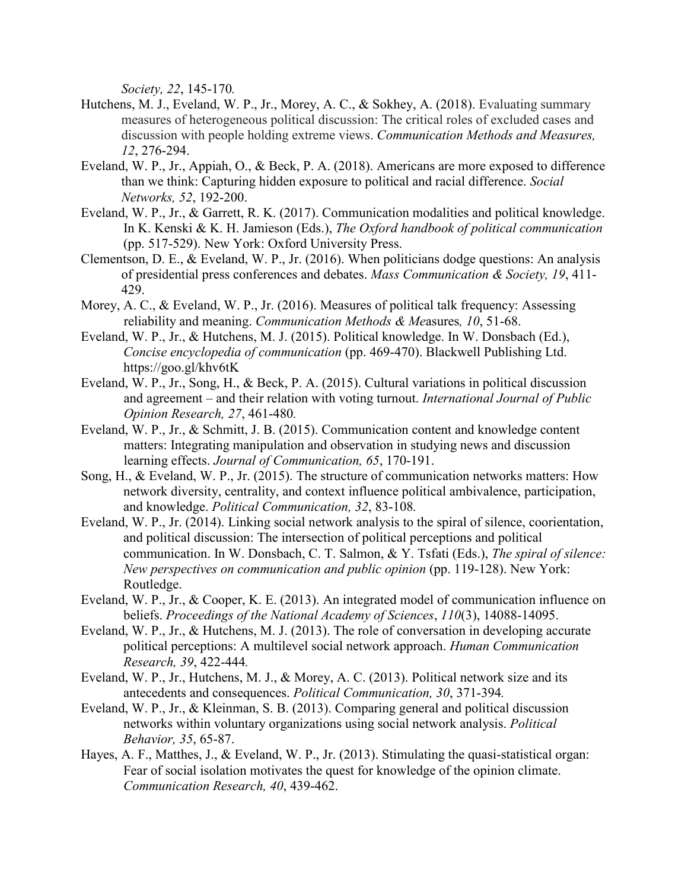*Society, 22*, 145-170*.*

Hutchens, M. J., Eveland, W. P., Jr., Morey, A. C., & Sokhey, A. (2018). Evaluating summary measures of heterogeneous political discussion: The critical roles of excluded cases and discussion with people holding extreme views. *Communication Methods and Measures, 12*, 276-294.

Eveland, W. P., Jr., Appiah, O., & Beck, P. A. (2018). Americans are more exposed to difference than we think: Capturing hidden exposure to political and racial difference. *Social Networks, 52*, 192-200.

Eveland, W. P., Jr., & Garrett, R. K. (2017). Communication modalities and political knowledge. In K. Kenski & K. H. Jamieson (Eds.), *The Oxford handbook of political communication* (pp. 517-529). New York: Oxford University Press.

Clementson, D. E., & Eveland, W. P., Jr. (2016). When politicians dodge questions: An analysis of presidential press conferences and debates. *Mass Communication & Society, 19*, 411-429.

Morey, A. C., & Eveland, W. P., Jr. (2016). Measures of political talk frequency: Assessing reliability and meaning. *Communication Methods & Me*asures*, 10*, 51-68.

Eveland, W. P., Jr., & Hutchens, M. J. (2015). Political knowledge. In W. Donsbach (Ed.), *Concise encyclopedia of communication* (pp. 469-470). Blackwell Publishing Ltd. https://goo.gl/khv6tK

Eveland, W. P., Jr., Song, H., & Beck, P. A. (2015). Cultural variations in political discussion and agreement – and their relation with voting turnout. *International Journal of Public Opinion Research, 27*, 461-480*.*

Eveland, W. P., Jr., & Schmitt, J. B. (2015). Communication content and knowledge content matters: Integrating manipulation and observation in studying news and discussion learning effects. *Journal of Communication, 65*, 170-191.

Song, H., & Eveland, W. P., Jr. (2015). The structure of communication networks matters: How network diversity, centrality, and context influence political ambivalence, participation, and knowledge. *Political Communication, 32*, 83-108*.*

Eveland, W. P., Jr. (2014). Linking social network analysis to the spiral of silence, coorientation, and political discussion: The intersection of political perceptions and political communication. In W. Donsbach, C. T. Salmon, & Y. Tsfati (Eds.), *The spiral of silence: New perspectives on communication and public opinion* (pp. 119-128). New York: Routledge.

Eveland, W. P., Jr., & Cooper, K. E. (2013). An integrated model of communication influence on beliefs. *Proceedings of the National Academy of Sciences*, *110*(3), 14088-14095.

Eveland, W. P., Jr., & Hutchens, M. J. (2013). The role of conversation in developing accurate political perceptions: A multilevel social network approach. *Human Communication Research, 39*, 422-444*.*

Eveland, W. P., Jr., Hutchens, M. J., & Morey, A. C. (2013). Political network size and its antecedents and consequences. *Political Communication, 30*, 371-394*.*

Eveland, W. P., Jr., & Kleinman, S. B. (2013). Comparing general and political discussion networks within voluntary organizations using social network analysis. *Political Behavior, 35*, 65-87.

Hayes, A. F., Matthes, J., & Eveland, W. P., Jr. (2013). Stimulating the quasi-statistical organ: Fear of social isolation motivates the quest for knowledge of the opinion climate. *Communication Research, 40*, 439-462.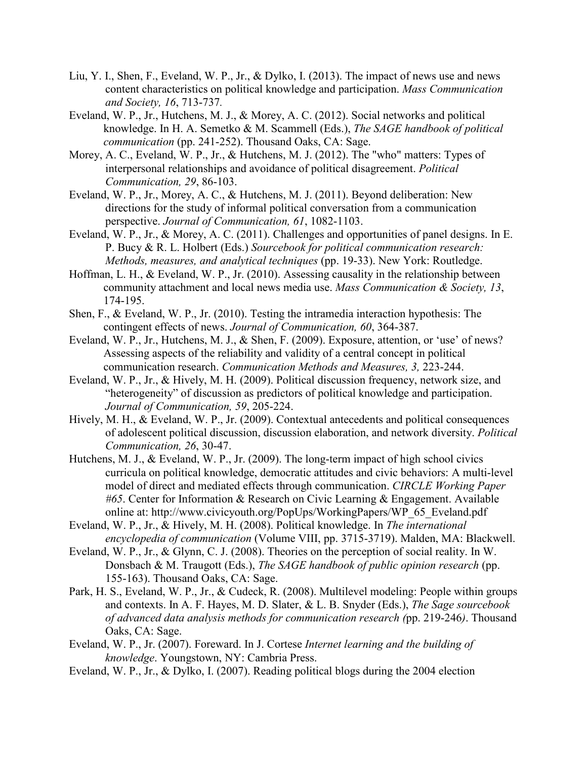Liu, Y. I., Shen, F., Eveland, W. P., Jr., & Dylko, I. (2013). The impact of news use and news content characteristics on political knowledge and participation. *Mass Communication and Society, 16*, 713-737.

Eveland, W. P., Jr., Hutchens, M. J., & Morey, A. C. (2012). Social networks and political knowledge. In H. A. Semetko & M. Scammell (Eds.), *The SAGE handbook of political communication* (pp. 241-252). Thousand Oaks, CA: Sage.

Morey, A. C., Eveland, W. P., Jr., & Hutchens, M. J. (2012). The "who" matters: Types of interpersonal relationships and avoidance of political disagreement. *Political Communication, 29*, 86-103.

Eveland, W. P., Jr., Morey, A. C., & Hutchens, M. J. (2011). Beyond deliberation: New directions for the study of informal political conversation from a communication perspective. *Journal of Communication, 61*, 1082-1103.

Eveland, W. P., Jr., & Morey, A. C. (2011). Challenges and opportunities of panel designs. In E. P. Bucy & R. L. Holbert (Eds.) *Sourcebook for political communication research: Methods, measures, and analytical techniques* (pp. 19-33). New York: Routledge.

Hoffman, L. H., & Eveland, W. P., Jr. (2010). Assessing causality in the relationship between community attachment and local news media use. *Mass Communication & Society, 13*, 174-195.

Shen, F., & Eveland, W. P., Jr. (2010). Testing the intramedia interaction hypothesis: The contingent effects of news. *Journal of Communication, 60*, 364-387.

Eveland, W. P., Jr., Hutchens, M. J., & Shen, F. (2009). Exposure, attention, or 'use' of news? Assessing aspects of the reliability and validity of a central concept in political communication research. *Communication Methods and Measures, 3,* 223-244.

Eveland, W. P., Jr., & Hively, M. H. (2009). Political discussion frequency, network size, and "heterogeneity" of discussion as predictors of political knowledge and participation. *Journal of Communication, 59*, 205-224.

Hively, M. H., & Eveland, W. P., Jr. (2009). Contextual antecedents and political consequences of adolescent political discussion, discussion elaboration, and network diversity. *Political Communication, 26*, 30-47.

Hutchens, M. J., & Eveland, W. P., Jr. (2009). The long-term impact of high school civics curricula on political knowledge, democratic attitudes and civic behaviors: A multi-level model of direct and mediated effects through communication. *CIRCLE Working Paper #65*. Center for Information & Research on Civic Learning & Engagement. Available online at: http://www.civicyouth.org/PopUps/WorkingPapers/WP_65_Eveland.pdf

Eveland, W. P., Jr., & Hively, M. H. (2008). Political knowledge. In *The international encyclopedia of communication* (Volume VIII, pp. 3715-3719). Malden, MA: Blackwell.

Eveland, W. P., Jr., & Glynn, C. J. (2008). Theories on the perception of social reality. In W. Donsbach & M. Traugott (Eds.), *The SAGE handbook of public opinion research* (pp. 155-163). Thousand Oaks, CA: Sage.

Park, H. S., Eveland, W. P., Jr., & Cudeck, R. (2008). Multilevel modeling: People within groups and contexts. In A. F. Hayes, M. D. Slater, & L. B. Snyder (Eds.), *The Sage sourcebook of advanced data analysis methods for communication research (*pp. 219-246*)*. Thousand Oaks, CA: Sage.

Eveland, W. P., Jr. (2007). Foreward. In J. Cortese *Internet learning and the building of knowledge*. Youngstown, NY: Cambria Press.

Eveland, W. P., Jr., & Dylko, I. (2007). Reading political blogs during the 2004 election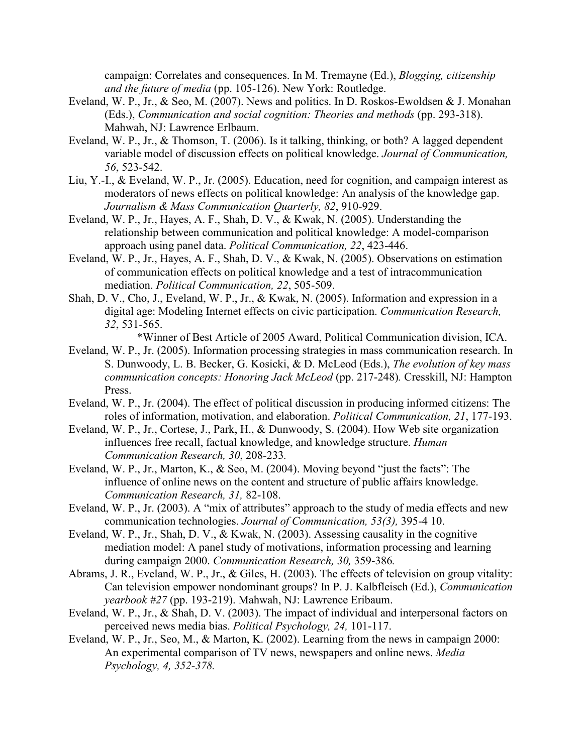campaign: Correlates and consequences. In M. Tremayne (Ed.), *Blogging, citizenship and the future of media* (pp. 105-126). New York: Routledge.

Eveland, W. P., Jr., & Seo, M. (2007). News and politics. In D. Roskos-Ewoldsen & J. Monahan (Eds.), *Communication and social cognition: Theories and methods* (pp. 293-318). Mahwah, NJ: Lawrence Erlbaum.

Eveland, W. P., Jr., & Thomson, T. (2006). Is it talking, thinking, or both? A lagged dependent variable model of discussion effects on political knowledge. *Journal of Communication, 56*, 523-542.

Liu, Y.-I., & Eveland, W. P., Jr. (2005). Education, need for cognition, and campaign interest as moderators of news effects on political knowledge: An analysis of the knowledge gap. *Journalism & Mass Communication Quarterly, 82*, 910-929.

Eveland, W. P., Jr., Hayes, A. F., Shah, D. V., & Kwak, N. (2005). Understanding the relationship between communication and political knowledge: A model-comparison approach using panel data. *Political Communication, 22*, 423-446.

Eveland, W. P., Jr., Hayes, A. F., Shah, D. V., & Kwak, N. (2005). Observations on estimation of communication effects on political knowledge and a test of intracommunication mediation. *Political Communication, 22*, 505-509.

Shah, D. V., Cho, J., Eveland, W. P., Jr., & Kwak, N. (2005). Information and expression in a digital age: Modeling Internet effects on civic participation. *Communication Research, 32*, 531-565.

*Winner of Best Article of 2005 Award, Political Communication division, ICA.

Eveland, W. P., Jr. (2005). Information processing strategies in mass communication research. In S. Dunwoody, L. B. Becker, G. Kosicki, & D. McLeod (Eds.), *The evolution of key mass communication concepts: Honoring Jack McLeod* (pp. 217-248). Cresskill, NJ: Hampton Press.

Eveland, W. P., Jr. (2004). The effect of political discussion in producing informed citizens: The roles of information, motivation, and elaboration. *Political Communication, 21*, 177-193.

Eveland, W. P., Jr., Cortese, J., Park, H., & Dunwoody, S. (2004). How Web site organization influences free recall, factual knowledge, and knowledge structure. *Human Communication Research, 30*, 208-233.

Eveland, W. P., Jr., Marton, K., & Seo, M. (2004). Moving beyond "just the facts": The influence of online news on the content and structure of public affairs knowledge. *Communication Research, 31,* 82-108.

Eveland, W. P., Jr. (2003). A "mix of attributes" approach to the study of media effects and new communication technologies. *Journal of Communication, 53(3),* 395-4 10.

Eveland, W. P., Jr., Shah, D. V., & Kwak, N. (2003). Assessing causality in the cognitive mediation model: A panel study of motivations, information processing and learning during campaign 2000. *Communication Research, 30,* 359-386*.*

Abrams, J. R., Eveland, W. P., Jr., & Giles, H. (2003). The effects of television on group vitality: Can television empower nondominant groups? In P. J. Kalbfleisch (Ed.), *Communication yearbook #27* (pp. 193-219). Mahwah, NJ: Lawrence Eribaum.

Eveland, W. P., Jr., & Shah, D. V. (2003). The impact of individual and interpersonal factors on perceived news media bias. *Political Psychology, 24,* 101-117.

Eveland, W. P., Jr., Seo, M., & Marton, K. (2002). Learning from the news in campaign 2000: An experimental comparison of TV news, newspapers and online news. *Media Psychology, 4, 352-378.*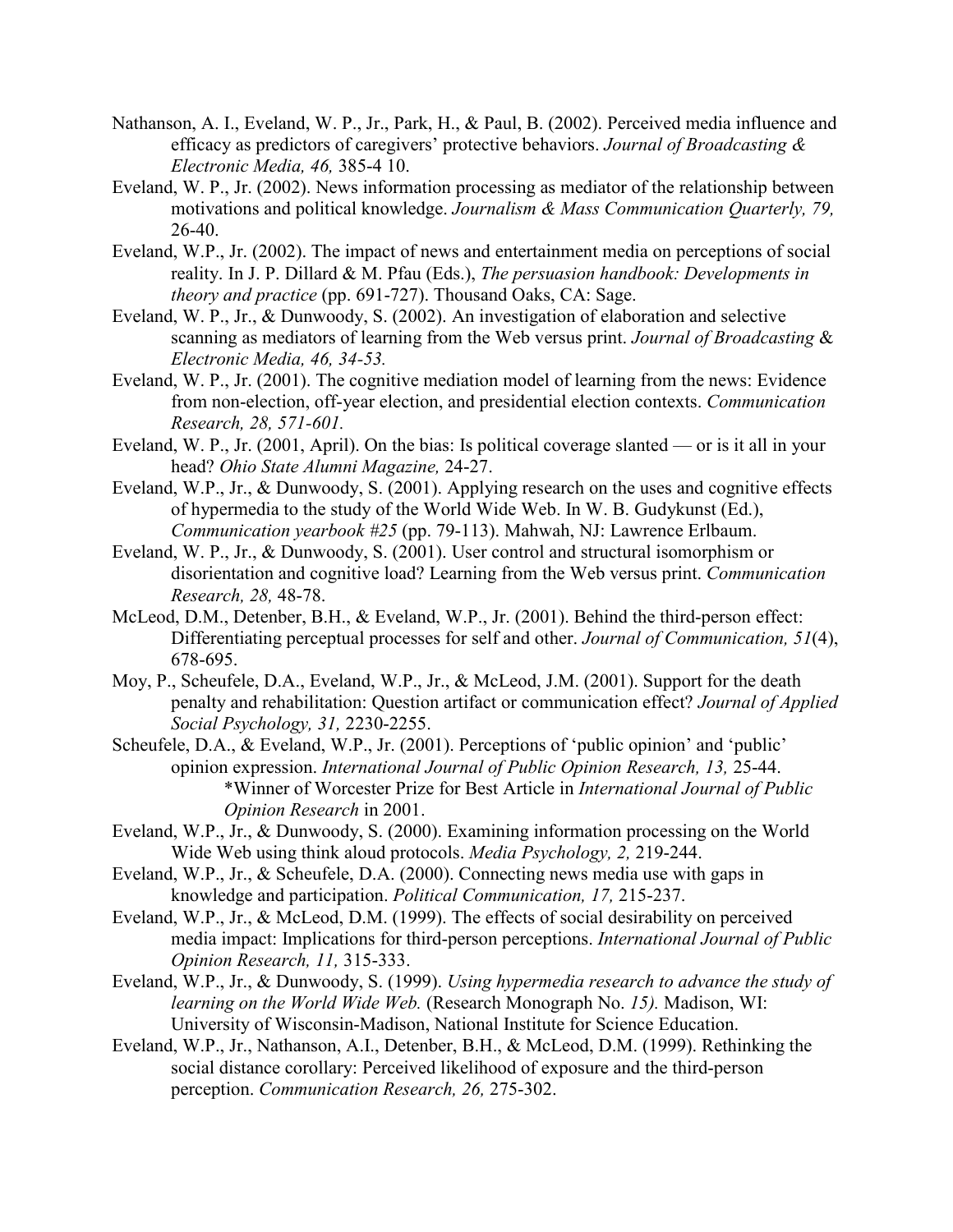Nathanson, A. I., Eveland, W. P., Jr., Park, H., & Paul, B. (2002). Perceived media influence and efficacy as predictors of caregivers' protective behaviors. *Journal of Broadcasting & Electronic Media, 46,* 385-4 10.

Eveland, W. P., Jr. (2002). News information processing as mediator of the relationship between motivations and political knowledge. *Journalism & Mass Communication Quarterly, 79,* 26-40.

Eveland, W.P., Jr. (2002). The impact of news and entertainment media on perceptions of social reality. In J. P. Dillard & M. Pfau (Eds.), *The persuasion handbook: Developments in theory and practice* (pp. 691-727). Thousand Oaks, CA: Sage.

Eveland, W. P., Jr., & Dunwoody, S. (2002). An investigation of elaboration and selective scanning as mediators of learning from the Web versus print. *Journal of Broadcasting* & *Electronic Media, 46, 34-53.*

Eveland, W. P., Jr. (2001). The cognitive mediation model of learning from the news: Evidence from non-election, off-year election, and presidential election contexts. *Communication Research, 28, 571-601.*

Eveland, W. P., Jr. (2001, April). On the bias: Is political coverage slanted — or is it all in your head? *Ohio State Alumni Magazine,* 24-27.

Eveland, W.P., Jr., & Dunwoody, S. (2001). Applying research on the uses and cognitive effects of hypermedia to the study of the World Wide Web. In W. B. Gudykunst (Ed.), *Communication yearbook #25* (pp. 79-113). Mahwah, NJ: Lawrence Erlbaum.

Eveland, W. P., Jr., & Dunwoody, S. (2001). User control and structural isomorphism or disorientation and cognitive load? Learning from the Web versus print. *Communication Research, 28,* 48-78.

McLeod, D.M., Detenber, B.H., & Eveland, W.P., Jr. (2001). Behind the third-person effect: Differentiating perceptual processes for self and other. *Journal of Communication, 51*(4), 678-695.

Moy, P., Scheufele, D.A., Eveland, W.P., Jr., & McLeod, J.M. (2001). Support for the death penalty and rehabilitation: Question artifact or communication effect? *Journal of Applied Social Psychology, 31,* 2230-2255.

Scheufele, D.A., & Eveland, W.P., Jr. (2001). Perceptions of 'public opinion' and 'public' opinion expression. *International Journal of Public Opinion Research, 13,* 25-44.
*Winner of Worcester Prize for Best Article in *International Journal of Public Opinion Research* in 2001.

Eveland, W.P., Jr., & Dunwoody, S. (2000). Examining information processing on the World Wide Web using think aloud protocols. *Media Psychology, 2,* 219-244.

Eveland, W.P., Jr., & Scheufele, D.A. (2000). Connecting news media use with gaps in knowledge and participation. *Political Communication, 17,* 215-237.

Eveland, W.P., Jr., & McLeod, D.M. (1999). The effects of social desirability on perceived media impact: Implications for third-person perceptions. *International Journal of Public Opinion Research, 11,* 315-333.

Eveland, W.P., Jr., & Dunwoody, S. (1999). *Using hypermedia research to advance the study of learning on the World Wide Web.* (Research Monograph No. *15).* Madison, WI: University of Wisconsin-Madison, National Institute for Science Education.

Eveland, W.P., Jr., Nathanson, A.I., Detenber, B.H., & McLeod, D.M. (1999). Rethinking the social distance corollary: Perceived likelihood of exposure and the third-person perception. *Communication Research, 26,* 275-302.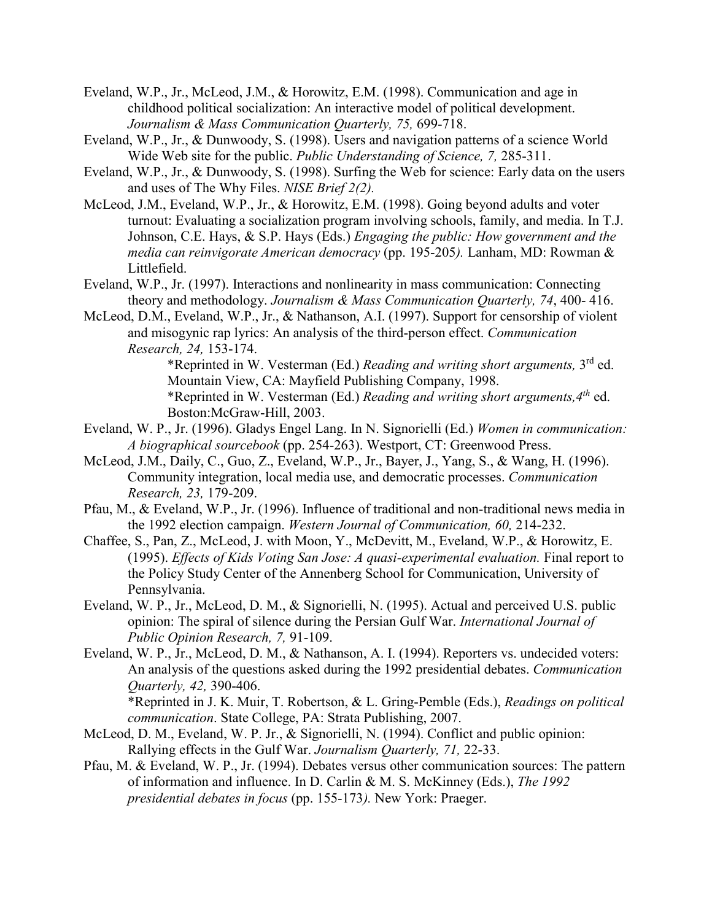Eveland, W.P., Jr., McLeod, J.M., & Horowitz, E.M. (1998). Communication and age in childhood political socialization: An interactive model of political development. *Journalism & Mass Communication Quarterly, 75,* 699-718.

Eveland, W.P., Jr., & Dunwoody, S. (1998). Users and navigation patterns of a science World Wide Web site for the public. *Public Understanding of Science, 7,* 285-311.

Eveland, W.P., Jr., & Dunwoody, S. (1998). Surfing the Web for science: Early data on the users and uses of The Why Files. *NISE Brief 2(2).*

McLeod, J.M., Eveland, W.P., Jr., & Horowitz, E.M. (1998). Going beyond adults and voter turnout: Evaluating a socialization program involving schools, family, and media. In T.J. Johnson, C.E. Hays, & S.P. Hays (Eds.) *Engaging the public: How government and the media can reinvigorate American democracy* (pp. 195-205*).* Lanham, MD: Rowman & Littlefield.

Eveland, W.P., Jr. (1997). Interactions and nonlinearity in mass communication: Connecting theory and methodology. *Journalism & Mass Communication Quarterly, 74*, 400- 416.

McLeod, D.M., Eveland, W.P., Jr., & Nathanson, A.I. (1997). Support for censorship of violent and misogynic rap lyrics: An analysis of the third-person effect. *Communication Research, 24,* 153-174.

> *Reprinted in W. Vesterman (Ed.) *Reading and writing short arguments,* 3rd ed. Mountain View, CA: Mayfield Publishing Company, 1998.
>
> *Reprinted in W. Vesterman (Ed.) *Reading and writing short arguments,4th* ed. Boston:McGraw-Hill, 2003.

Eveland, W. P., Jr. (1996). Gladys Engel Lang. In N. Signorielli (Ed.) *Women in communication: A biographical sourcebook* (pp. 254-263). Westport, CT: Greenwood Press.

McLeod, J.M., Daily, C., Guo, Z., Eveland, W.P., Jr., Bayer, J., Yang, S., & Wang, H. (1996). Community integration, local media use, and democratic processes. *Communication Research, 23,* 179-209.

Pfau, M., & Eveland, W.P., Jr. (1996). Influence of traditional and non-traditional news media in the 1992 election campaign. *Western Journal of Communication, 60,* 214-232.

Chaffee, S., Pan, Z., McLeod, J. with Moon, Y., McDevitt, M., Eveland, W.P., & Horowitz, E. (1995). *Effects of Kids Voting San Jose: A quasi-experimental evaluation.* Final report to the Policy Study Center of the Annenberg School for Communication, University of Pennsylvania.

Eveland, W. P., Jr., McLeod, D. M., & Signorielli, N. (1995). Actual and perceived U.S. public opinion: The spiral of silence during the Persian Gulf War. *International Journal of Public Opinion Research, 7,* 91-109.

Eveland, W. P., Jr., McLeod, D. M., & Nathanson, A. I. (1994). Reporters vs. undecided voters: An analysis of the questions asked during the 1992 presidential debates. *Communication Quarterly, 42,* 390-406.

> *Reprinted in J. K. Muir, T. Robertson, & L. Gring-Pemble (Eds.), *Readings on political communication*. State College, PA: Strata Publishing, 2007.

McLeod, D. M., Eveland, W. P. Jr., & Signorielli, N. (1994). Conflict and public opinion: Rallying effects in the Gulf War. *Journalism Quarterly, 71,* 22-33.

Pfau, M. & Eveland, W. P., Jr. (1994). Debates versus other communication sources: The pattern of information and influence. In D. Carlin & M. S. McKinney (Eds.), *The 1992 presidential debates in focus* (pp. 155-173*).* New York: Praeger.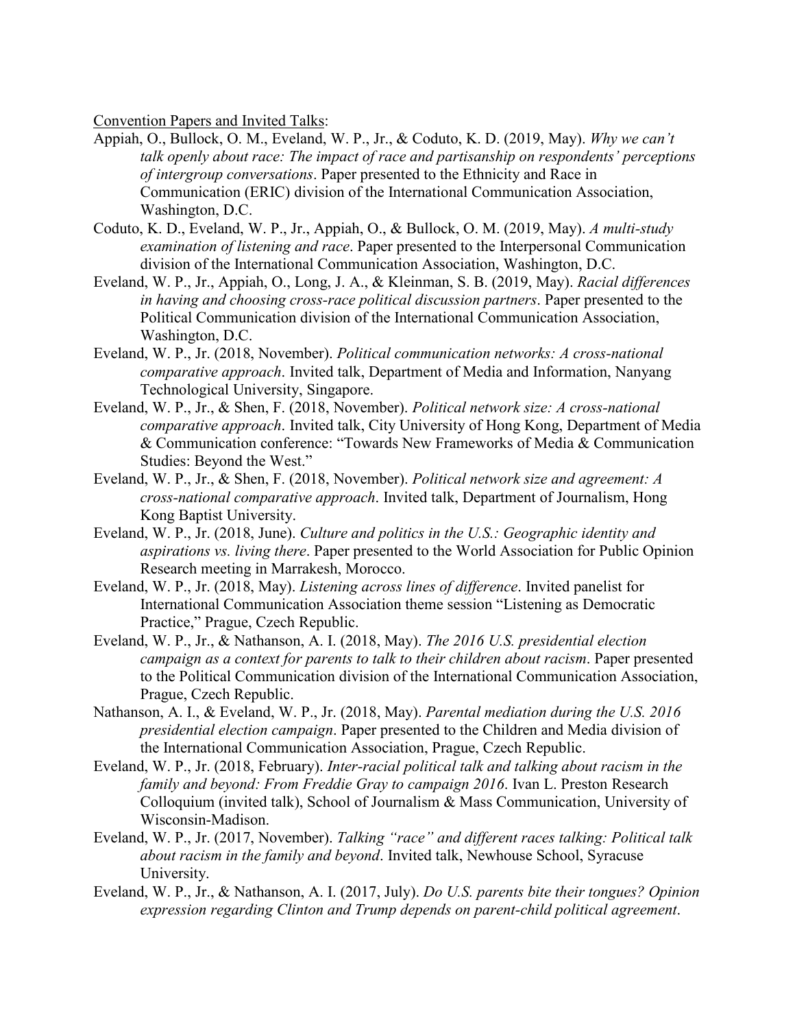<u>Convention Papers and Invited Talks</u>:

Appiah, O., Bullock, O. M., Eveland, W. P., Jr., & Coduto, K. D. (2019, May). *Why we can't talk openly about race: The impact of race and partisanship on respondents' perceptions of intergroup conversations*. Paper presented to the Ethnicity and Race in Communication (ERIC) division of the International Communication Association, Washington, D.C.

Coduto, K. D., Eveland, W. P., Jr., Appiah, O., & Bullock, O. M. (2019, May). *A multi-study examination of listening and race*. Paper presented to the Interpersonal Communication division of the International Communication Association, Washington, D.C.

Eveland, W. P., Jr., Appiah, O., Long, J. A., & Kleinman, S. B. (2019, May). *Racial differences in having and choosing cross-race political discussion partners*. Paper presented to the Political Communication division of the International Communication Association, Washington, D.C.

Eveland, W. P., Jr. (2018, November). *Political communication networks: A cross-national comparative approach*. Invited talk, Department of Media and Information, Nanyang Technological University, Singapore.

Eveland, W. P., Jr., & Shen, F. (2018, November). *Political network size: A cross-national comparative approach*. Invited talk, City University of Hong Kong, Department of Media & Communication conference: "Towards New Frameworks of Media & Communication Studies: Beyond the West."

Eveland, W. P., Jr., & Shen, F. (2018, November). *Political network size and agreement: A cross-national comparative approach*. Invited talk, Department of Journalism, Hong Kong Baptist University.

Eveland, W. P., Jr. (2018, June). *Culture and politics in the U.S.: Geographic identity and aspirations vs. living there*. Paper presented to the World Association for Public Opinion Research meeting in Marrakesh, Morocco.

Eveland, W. P., Jr. (2018, May). *Listening across lines of difference*. Invited panelist for International Communication Association theme session "Listening as Democratic Practice," Prague, Czech Republic.

Eveland, W. P., Jr., & Nathanson, A. I. (2018, May). *The 2016 U.S. presidential election campaign as a context for parents to talk to their children about racism*. Paper presented to the Political Communication division of the International Communication Association, Prague, Czech Republic.

Nathanson, A. I., & Eveland, W. P., Jr. (2018, May). *Parental mediation during the U.S. 2016 presidential election campaign*. Paper presented to the Children and Media division of the International Communication Association, Prague, Czech Republic.

Eveland, W. P., Jr. (2018, February). *Inter-racial political talk and talking about racism in the family and beyond: From Freddie Gray to campaign 2016*. Ivan L. Preston Research Colloquium (invited talk), School of Journalism & Mass Communication, University of Wisconsin-Madison.

Eveland, W. P., Jr. (2017, November). *Talking "race" and different races talking: Political talk about racism in the family and beyond*. Invited talk, Newhouse School, Syracuse University.

Eveland, W. P., Jr., & Nathanson, A. I. (2017, July). *Do U.S. parents bite their tongues? Opinion expression regarding Clinton and Trump depends on parent-child political agreement*.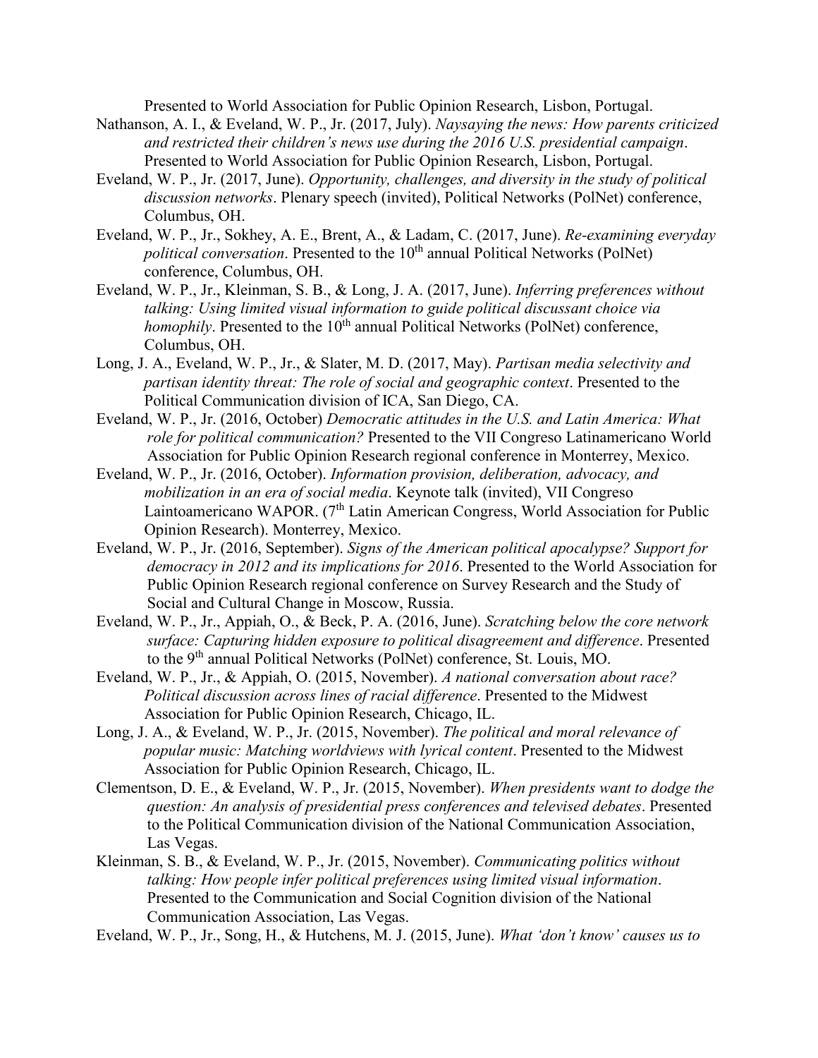Presented to World Association for Public Opinion Research, Lisbon, Portugal.

Nathanson, A. I., & Eveland, W. P., Jr. (2017, July). *Naysaying the news: How parents criticized and restricted their children's news use during the 2016 U.S. presidential campaign*. Presented to World Association for Public Opinion Research, Lisbon, Portugal.

Eveland, W. P., Jr. (2017, June). *Opportunity, challenges, and diversity in the study of political discussion networks*. Plenary speech (invited), Political Networks (PolNet) conference, Columbus, OH.

Eveland, W. P., Jr., Sokhey, A. E., Brent, A., & Ladam, C. (2017, June). *Re-examining everyday political conversation*. Presented to the 10th annual Political Networks (PolNet) conference, Columbus, OH.

Eveland, W. P., Jr., Kleinman, S. B., & Long, J. A. (2017, June). *Inferring preferences without talking: Using limited visual information to guide political discussant choice via homophily*. Presented to the 10th annual Political Networks (PolNet) conference, Columbus, OH.

Long, J. A., Eveland, W. P., Jr., & Slater, M. D. (2017, May). *Partisan media selectivity and partisan identity threat: The role of social and geographic context*. Presented to the Political Communication division of ICA, San Diego, CA.

Eveland, W. P., Jr. (2016, October) *Democratic attitudes in the U.S. and Latin America: What role for political communication?* Presented to the VII Congreso Latinamericano World Association for Public Opinion Research regional conference in Monterrey, Mexico.

Eveland, W. P., Jr. (2016, October). *Information provision, deliberation, advocacy, and mobilization in an era of social media*. Keynote talk (invited), VII Congreso Laintoamericano WAPOR. (7th Latin American Congress, World Association for Public Opinion Research). Monterrey, Mexico.

Eveland, W. P., Jr. (2016, September). *Signs of the American political apocalypse? Support for democracy in 2012 and its implications for 2016*. Presented to the World Association for Public Opinion Research regional conference on Survey Research and the Study of Social and Cultural Change in Moscow, Russia.

Eveland, W. P., Jr., Appiah, O., & Beck, P. A. (2016, June). *Scratching below the core network surface: Capturing hidden exposure to political disagreement and difference*. Presented to the 9th annual Political Networks (PolNet) conference, St. Louis, MO.

Eveland, W. P., Jr., & Appiah, O. (2015, November). *A national conversation about race? Political discussion across lines of racial difference*. Presented to the Midwest Association for Public Opinion Research, Chicago, IL.

Long, J. A., & Eveland, W. P., Jr. (2015, November). *The political and moral relevance of popular music: Matching worldviews with lyrical content*. Presented to the Midwest Association for Public Opinion Research, Chicago, IL.

Clementson, D. E., & Eveland, W. P., Jr. (2015, November). *When presidents want to dodge the question: An analysis of presidential press conferences and televised debates*. Presented to the Political Communication division of the National Communication Association, Las Vegas.

Kleinman, S. B., & Eveland, W. P., Jr. (2015, November). *Communicating politics without talking: How people infer political preferences using limited visual information*. Presented to the Communication and Social Cognition division of the National Communication Association, Las Vegas.

Eveland, W. P., Jr., Song, H., & Hutchens, M. J. (2015, June). *What 'don't know' causes us to*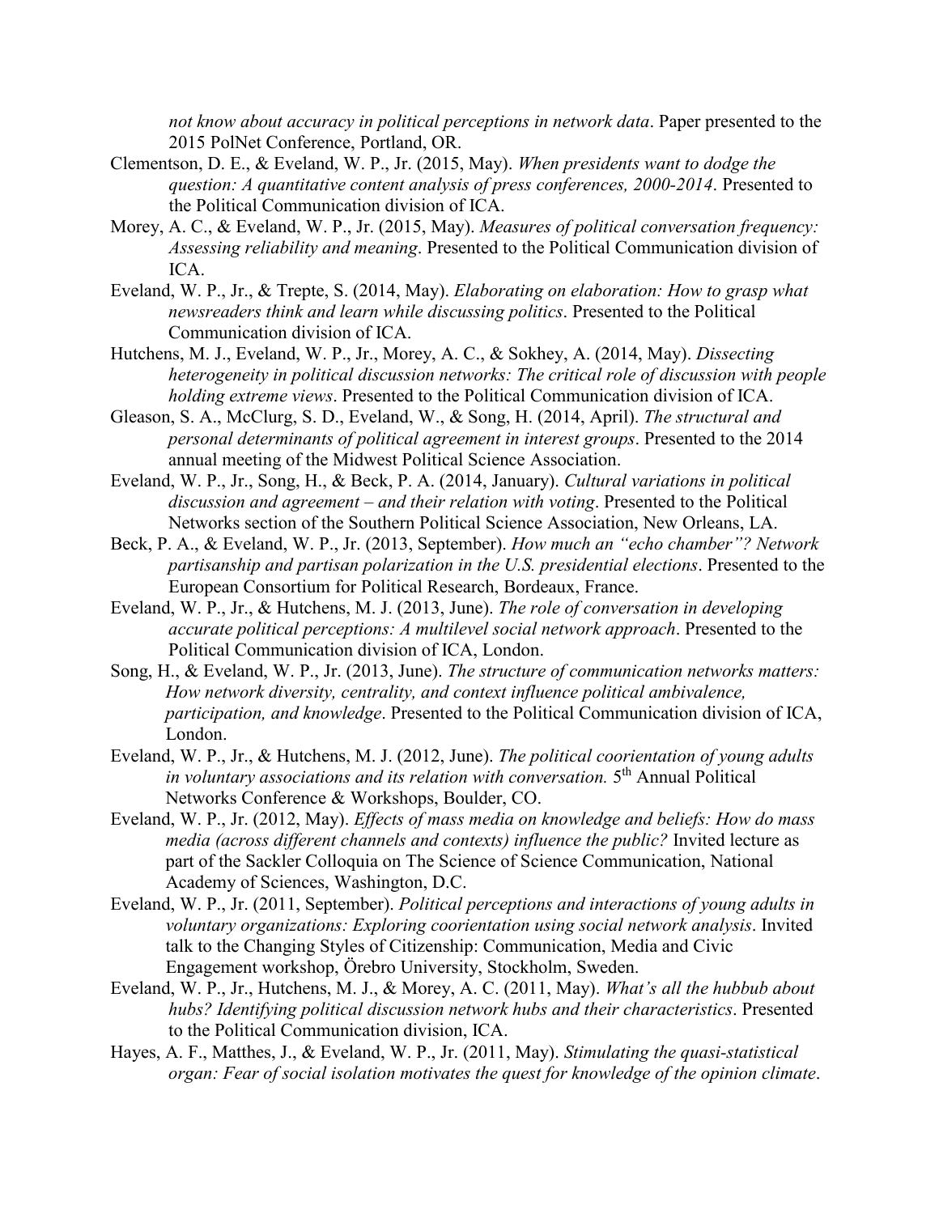*not know about accuracy in political perceptions in network data*. Paper presented to the 2015 PolNet Conference, Portland, OR.

Clementson, D. E., & Eveland, W. P., Jr. (2015, May). *When presidents want to dodge the question: A quantitative content analysis of press conferences, 2000-2014*. Presented to the Political Communication division of ICA.

Morey, A. C., & Eveland, W. P., Jr. (2015, May). *Measures of political conversation frequency: Assessing reliability and meaning*. Presented to the Political Communication division of ICA.

Eveland, W. P., Jr., & Trepte, S. (2014, May). *Elaborating on elaboration: How to grasp what newsreaders think and learn while discussing politics*. Presented to the Political Communication division of ICA.

Hutchens, M. J., Eveland, W. P., Jr., Morey, A. C., & Sokhey, A. (2014, May). *Dissecting heterogeneity in political discussion networks: The critical role of discussion with people holding extreme views*. Presented to the Political Communication division of ICA.

Gleason, S. A., McClurg, S. D., Eveland, W., & Song, H. (2014, April). *The structural and personal determinants of political agreement in interest groups*. Presented to the 2014 annual meeting of the Midwest Political Science Association.

Eveland, W. P., Jr., Song, H., & Beck, P. A. (2014, January). *Cultural variations in political discussion and agreement – and their relation with voting*. Presented to the Political Networks section of the Southern Political Science Association, New Orleans, LA.

Beck, P. A., & Eveland, W. P., Jr. (2013, September). *How much an "echo chamber"? Network partisanship and partisan polarization in the U.S. presidential elections*. Presented to the European Consortium for Political Research, Bordeaux, France.

Eveland, W. P., Jr., & Hutchens, M. J. (2013, June). *The role of conversation in developing accurate political perceptions: A multilevel social network approach*. Presented to the Political Communication division of ICA, London.

Song, H., & Eveland, W. P., Jr. (2013, June). *The structure of communication networks matters: How network diversity, centrality, and context influence political ambivalence, participation, and knowledge*. Presented to the Political Communication division of ICA, London.

Eveland, W. P., Jr., & Hutchens, M. J. (2012, June). *The political coorientation of young adults in voluntary associations and its relation with conversation.* 5th Annual Political Networks Conference & Workshops, Boulder, CO.

Eveland, W. P., Jr. (2012, May). *Effects of mass media on knowledge and beliefs: How do mass media (across different channels and contexts) influence the public?* Invited lecture as part of the Sackler Colloquia on The Science of Science Communication, National Academy of Sciences, Washington, D.C.

Eveland, W. P., Jr. (2011, September). *Political perceptions and interactions of young adults in voluntary organizations: Exploring coorientation using social network analysis*. Invited talk to the Changing Styles of Citizenship: Communication, Media and Civic Engagement workshop, Örebro University, Stockholm, Sweden.

Eveland, W. P., Jr., Hutchens, M. J., & Morey, A. C. (2011, May). *What's all the hubbub about hubs? Identifying political discussion network hubs and their characteristics*. Presented to the Political Communication division, ICA.

Hayes, A. F., Matthes, J., & Eveland, W. P., Jr. (2011, May). *Stimulating the quasi-statistical organ: Fear of social isolation motivates the quest for knowledge of the opinion climate*.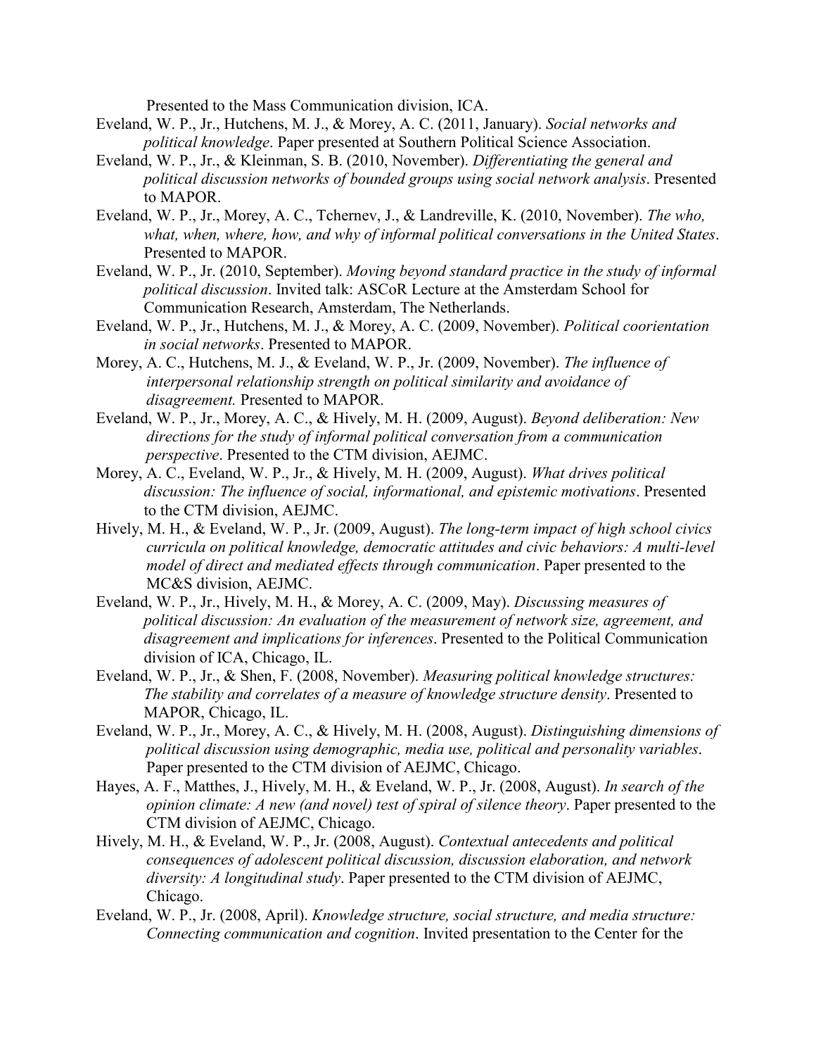Presented to the Mass Communication division, ICA.

Eveland, W. P., Jr., Hutchens, M. J., & Morey, A. C. (2011, January). *Social networks and political knowledge*. Paper presented at Southern Political Science Association.

Eveland, W. P., Jr., & Kleinman, S. B. (2010, November). *Differentiating the general and political discussion networks of bounded groups using social network analysis*. Presented to MAPOR.

Eveland, W. P., Jr., Morey, A. C., Tchernev, J., & Landreville, K. (2010, November). *The who, what, when, where, how, and why of informal political conversations in the United States*. Presented to MAPOR.

Eveland, W. P., Jr. (2010, September). *Moving beyond standard practice in the study of informal political discussion*. Invited talk: ASCoR Lecture at the Amsterdam School for Communication Research, Amsterdam, The Netherlands.

Eveland, W. P., Jr., Hutchens, M. J., & Morey, A. C. (2009, November). *Political coorientation in social networks*. Presented to MAPOR.

Morey, A. C., Hutchens, M. J., & Eveland, W. P., Jr. (2009, November). *The influence of interpersonal relationship strength on political similarity and avoidance of disagreement.* Presented to MAPOR.

Eveland, W. P., Jr., Morey, A. C., & Hively, M. H. (2009, August). *Beyond deliberation: New directions for the study of informal political conversation from a communication perspective*. Presented to the CTM division, AEJMC.

Morey, A. C., Eveland, W. P., Jr., & Hively, M. H. (2009, August). *What drives political discussion: The influence of social, informational, and epistemic motivations*. Presented to the CTM division, AEJMC.

Hively, M. H., & Eveland, W. P., Jr. (2009, August). *The long-term impact of high school civics curricula on political knowledge, democratic attitudes and civic behaviors: A multi-level model of direct and mediated effects through communication*. Paper presented to the MC&S division, AEJMC.

Eveland, W. P., Jr., Hively, M. H., & Morey, A. C. (2009, May). *Discussing measures of political discussion: An evaluation of the measurement of network size, agreement, and disagreement and implications for inferences*. Presented to the Political Communication division of ICA, Chicago, IL.

Eveland, W. P., Jr., & Shen, F. (2008, November). *Measuring political knowledge structures: The stability and correlates of a measure of knowledge structure density*. Presented to MAPOR, Chicago, IL.

Eveland, W. P., Jr., Morey, A. C., & Hively, M. H. (2008, August). *Distinguishing dimensions of political discussion using demographic, media use, political and personality variables*. Paper presented to the CTM division of AEJMC, Chicago.

Hayes, A. F., Matthes, J., Hively, M. H., & Eveland, W. P., Jr. (2008, August). *In search of the opinion climate: A new (and novel) test of spiral of silence theory*. Paper presented to the CTM division of AEJMC, Chicago.

Hively, M. H., & Eveland, W. P., Jr. (2008, August). *Contextual antecedents and political consequences of adolescent political discussion, discussion elaboration, and network diversity: A longitudinal study*. Paper presented to the CTM division of AEJMC, Chicago.

Eveland, W. P., Jr. (2008, April). *Knowledge structure, social structure, and media structure: Connecting communication and cognition*. Invited presentation to the Center for the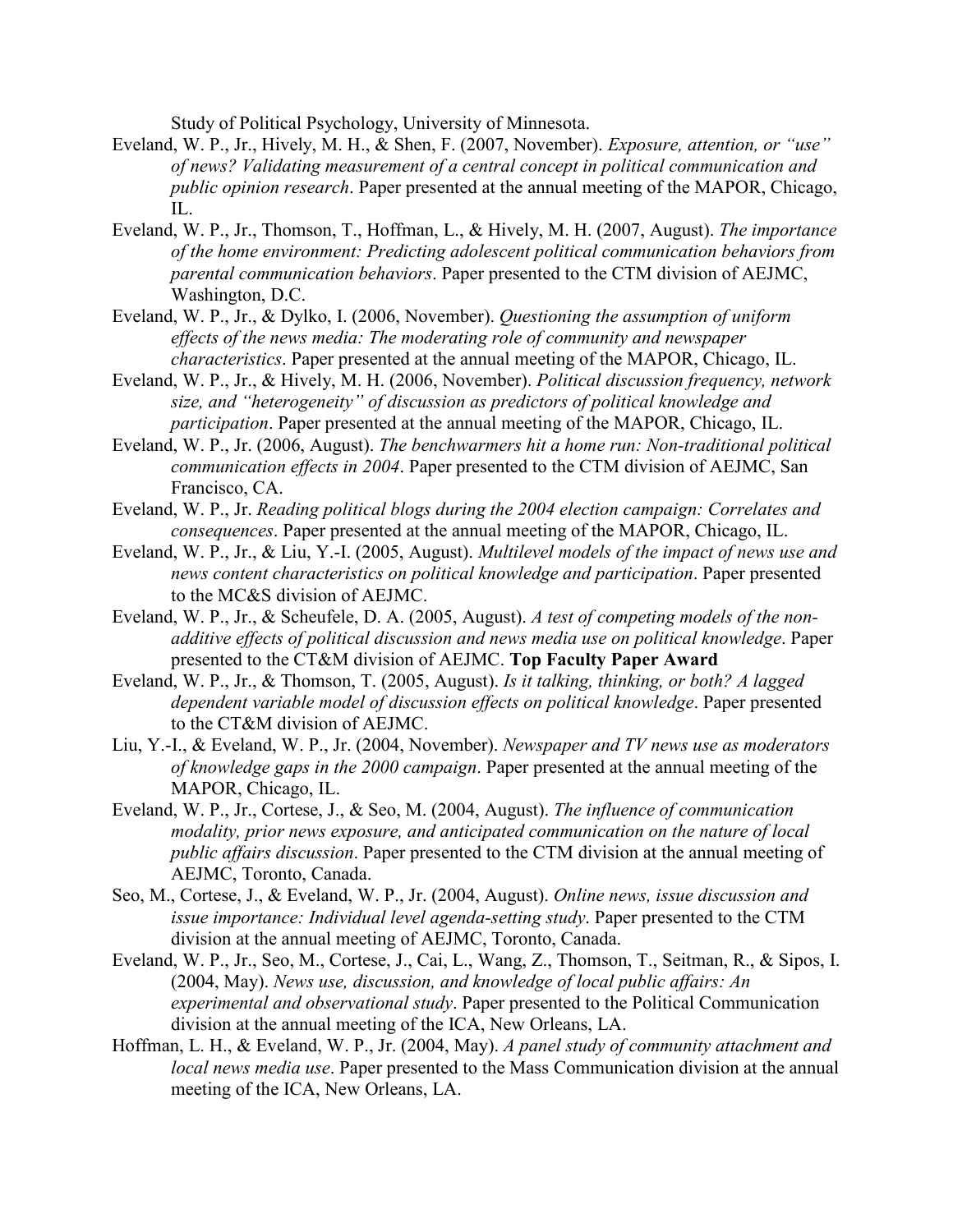Study of Political Psychology, University of Minnesota.

Eveland, W. P., Jr., Hively, M. H., & Shen, F. (2007, November). *Exposure, attention, or "use" of news? Validating measurement of a central concept in political communication and public opinion research*. Paper presented at the annual meeting of the MAPOR, Chicago, IL.

Eveland, W. P., Jr., Thomson, T., Hoffman, L., & Hively, M. H. (2007, August). *The importance of the home environment: Predicting adolescent political communication behaviors from parental communication behaviors*. Paper presented to the CTM division of AEJMC, Washington, D.C.

Eveland, W. P., Jr., & Dylko, I. (2006, November). *Questioning the assumption of uniform effects of the news media: The moderating role of community and newspaper characteristics*. Paper presented at the annual meeting of the MAPOR, Chicago, IL.

Eveland, W. P., Jr., & Hively, M. H. (2006, November). *Political discussion frequency, network size, and "heterogeneity" of discussion as predictors of political knowledge and participation*. Paper presented at the annual meeting of the MAPOR, Chicago, IL.

Eveland, W. P., Jr. (2006, August). *The benchwarmers hit a home run: Non-traditional political communication effects in 2004*. Paper presented to the CTM division of AEJMC, San Francisco, CA.

Eveland, W. P., Jr. *Reading political blogs during the 2004 election campaign: Correlates and consequences*. Paper presented at the annual meeting of the MAPOR, Chicago, IL.

Eveland, W. P., Jr., & Liu, Y.-I. (2005, August). *Multilevel models of the impact of news use and news content characteristics on political knowledge and participation*. Paper presented to the MC&S division of AEJMC.

Eveland, W. P., Jr., & Scheufele, D. A. (2005, August). *A test of competing models of the non-additive effects of political discussion and news media use on political knowledge*. Paper presented to the CT&M division of AEJMC. **Top Faculty Paper Award**

Eveland, W. P., Jr., & Thomson, T. (2005, August). *Is it talking, thinking, or both? A lagged dependent variable model of discussion effects on political knowledge*. Paper presented to the CT&M division of AEJMC.

Liu, Y.-I., & Eveland, W. P., Jr. (2004, November). *Newspaper and TV news use as moderators of knowledge gaps in the 2000 campaign*. Paper presented at the annual meeting of the MAPOR, Chicago, IL.

Eveland, W. P., Jr., Cortese, J., & Seo, M. (2004, August). *The influence of communication modality, prior news exposure, and anticipated communication on the nature of local public affairs discussion*. Paper presented to the CTM division at the annual meeting of AEJMC, Toronto, Canada.

Seo, M., Cortese, J., & Eveland, W. P., Jr. (2004, August). *Online news, issue discussion and issue importance: Individual level agenda-setting study*. Paper presented to the CTM division at the annual meeting of AEJMC, Toronto, Canada.

Eveland, W. P., Jr., Seo, M., Cortese, J., Cai, L., Wang, Z., Thomson, T., Seitman, R., & Sipos, I. (2004, May). *News use, discussion, and knowledge of local public affairs: An experimental and observational study*. Paper presented to the Political Communication division at the annual meeting of the ICA, New Orleans, LA.

Hoffman, L. H., & Eveland, W. P., Jr. (2004, May). *A panel study of community attachment and local news media use*. Paper presented to the Mass Communication division at the annual meeting of the ICA, New Orleans, LA.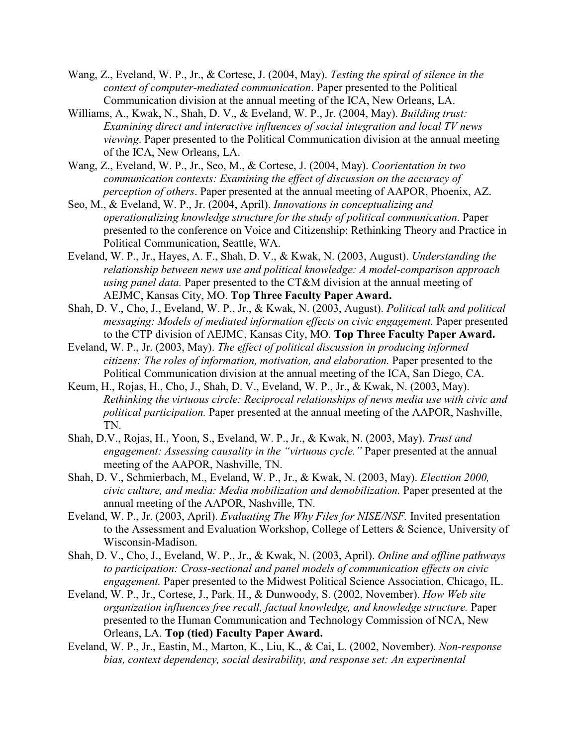Wang, Z., Eveland, W. P., Jr., & Cortese, J. (2004, May). *Testing the spiral of silence in the context of computer-mediated communication*. Paper presented to the Political Communication division at the annual meeting of the ICA, New Orleans, LA.

Williams, A., Kwak, N., Shah, D. V., & Eveland, W. P., Jr. (2004, May). *Building trust: Examining direct and interactive influences of social integration and local TV news viewing*. Paper presented to the Political Communication division at the annual meeting of the ICA, New Orleans, LA.

Wang, Z., Eveland, W. P., Jr., Seo, M., & Cortese, J. (2004, May). *Coorientation in two communication contexts: Examining the effect of discussion on the accuracy of perception of others*. Paper presented at the annual meeting of AAPOR, Phoenix, AZ.

Seo, M., & Eveland, W. P., Jr. (2004, April). *Innovations in conceptualizing and operationalizing knowledge structure for the study of political communication*. Paper presented to the conference on Voice and Citizenship: Rethinking Theory and Practice in Political Communication, Seattle, WA.

Eveland, W. P., Jr., Hayes, A. F., Shah, D. V., & Kwak, N. (2003, August). *Understanding the relationship between news use and political knowledge: A model-comparison approach using panel data.* Paper presented to the CT&M division at the annual meeting of AEJMC, Kansas City, MO. **Top Three Faculty Paper Award.**

Shah, D. V., Cho, J., Eveland, W. P., Jr., & Kwak, N. (2003, August). *Political talk and political messaging: Models of mediated information effects on civic engagement.* Paper presented to the CTP division of AEJMC, Kansas City, MO. **Top Three Faculty Paper Award.**

Eveland, W. P., Jr. (2003, May). *The effect of political discussion in producing informed citizens: The roles of information, motivation, and elaboration.* Paper presented to the Political Communication division at the annual meeting of the ICA, San Diego, CA.

Keum, H., Rojas, H., Cho, J., Shah, D. V., Eveland, W. P., Jr., & Kwak, N. (2003, May). *Rethinking the virtuous circle: Reciprocal relationships of news media use with civic and political participation.* Paper presented at the annual meeting of the AAPOR, Nashville, TN.

Shah, D.V., Rojas, H., Yoon, S., Eveland, W. P., Jr., & Kwak, N. (2003, May). *Trust and engagement: Assessing causality in the "virtuous cycle."* Paper presented at the annual meeting of the AAPOR, Nashville, TN.

Shah, D. V., Schmierbach, M., Eveland, W. P., Jr., & Kwak, N. (2003, May). *Electtion 2000, civic culture, and media: Media mobilization and demobilization.* Paper presented at the annual meeting of the AAPOR, Nashville, TN.

Eveland, W. P., Jr. (2003, April). *Evaluating The Why Files for NISE/NSF.* Invited presentation to the Assessment and Evaluation Workshop, College of Letters & Science, University of Wisconsin-Madison.

Shah, D. V., Cho, J., Eveland, W. P., Jr., & Kwak, N. (2003, April). *Online and offline pathways to participation: Cross-sectional and panel models of communication effects on civic engagement.* Paper presented to the Midwest Political Science Association, Chicago, IL.

Eveland, W. P., Jr., Cortese, J., Park, H., & Dunwoody, S. (2002, November). *How Web site organization influences free recall, factual knowledge, and knowledge structure.* Paper presented to the Human Communication and Technology Commission of NCA, New Orleans, LA. **Top (tied) Faculty Paper Award.**

Eveland, W. P., Jr., Eastin, M., Marton, K., Liu, K., & Cai, L. (2002, November). *Non-response bias, context dependency, social desirability, and response set: An experimental*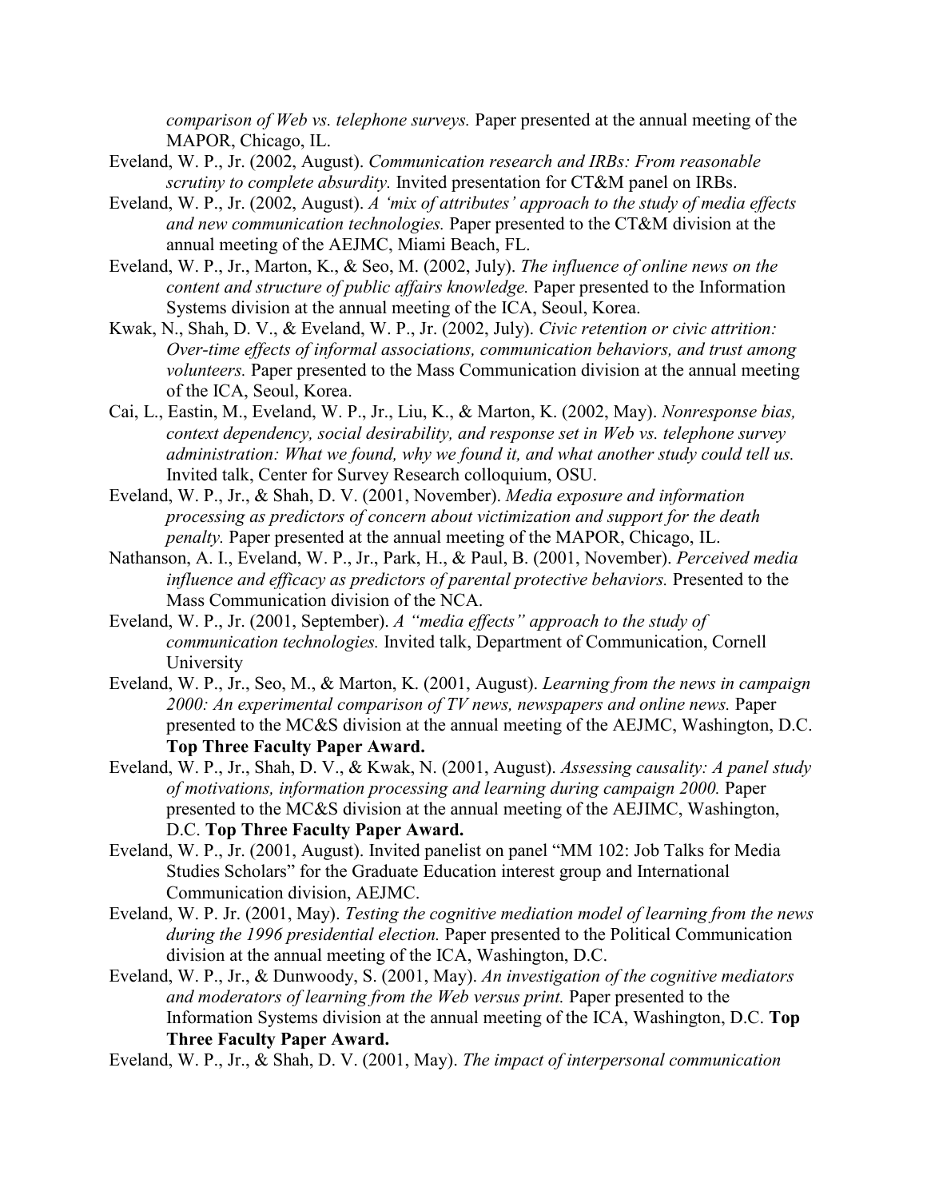*comparison of Web vs. telephone surveys.* Paper presented at the annual meeting of the MAPOR, Chicago, IL.

Eveland, W. P., Jr. (2002, August). *Communication research and IRBs: From reasonable scrutiny to complete absurdity.* Invited presentation for CT&M panel on IRBs.

Eveland, W. P., Jr. (2002, August). *A 'mix of attributes' approach to the study of media effects and new communication technologies.* Paper presented to the CT&M division at the annual meeting of the AEJMC, Miami Beach, FL.

Eveland, W. P., Jr., Marton, K., & Seo, M. (2002, July). *The influence of online news on the content and structure of public affairs knowledge.* Paper presented to the Information Systems division at the annual meeting of the ICA, Seoul, Korea.

Kwak, N., Shah, D. V., & Eveland, W. P., Jr. (2002, July). *Civic retention or civic attrition: Over-time effects of informal associations, communication behaviors, and trust among volunteers.* Paper presented to the Mass Communication division at the annual meeting of the ICA, Seoul, Korea.

Cai, L., Eastin, M., Eveland, W. P., Jr., Liu, K., & Marton, K. (2002, May). *Nonresponse bias, context dependency, social desirability, and response set in Web vs. telephone survey administration: What we found, why we found it, and what another study could tell us.* Invited talk, Center for Survey Research colloquium, OSU.

Eveland, W. P., Jr., & Shah, D. V. (2001, November). *Media exposure and information processing as predictors of concern about victimization and support for the death penalty.* Paper presented at the annual meeting of the MAPOR, Chicago, IL.

Nathanson, A. I., Eveland, W. P., Jr., Park, H., & Paul, B. (2001, November). *Perceived media influence and efficacy as predictors of parental protective behaviors.* Presented to the Mass Communication division of the NCA.

Eveland, W. P., Jr. (2001, September). *A "media effects" approach to the study of communication technologies.* Invited talk, Department of Communication, Cornell University

Eveland, W. P., Jr., Seo, M., & Marton, K. (2001, August). *Learning from the news in campaign 2000: An experimental comparison of TV news, newspapers and online news.* Paper presented to the MC&S division at the annual meeting of the AEJMC, Washington, D.C. **Top Three Faculty Paper Award.**

Eveland, W. P., Jr., Shah, D. V., & Kwak, N. (2001, August). *Assessing causality: A panel study of motivations, information processing and learning during campaign 2000.* Paper presented to the MC&S division at the annual meeting of the AEJIMC, Washington, D.C. **Top Three Faculty Paper Award.**

Eveland, W. P., Jr. (2001, August). Invited panelist on panel "MM 102: Job Talks for Media Studies Scholars" for the Graduate Education interest group and International Communication division, AEJMC.

Eveland, W. P. Jr. (2001, May). *Testing the cognitive mediation model of learning from the news during the 1996 presidential election.* Paper presented to the Political Communication division at the annual meeting of the ICA, Washington, D.C.

Eveland, W. P., Jr., & Dunwoody, S. (2001, May). *An investigation of the cognitive mediators and moderators of learning from the Web versus print.* Paper presented to the Information Systems division at the annual meeting of the ICA, Washington, D.C. **Top Three Faculty Paper Award.**

Eveland, W. P., Jr., & Shah, D. V. (2001, May). *The impact of interpersonal communication*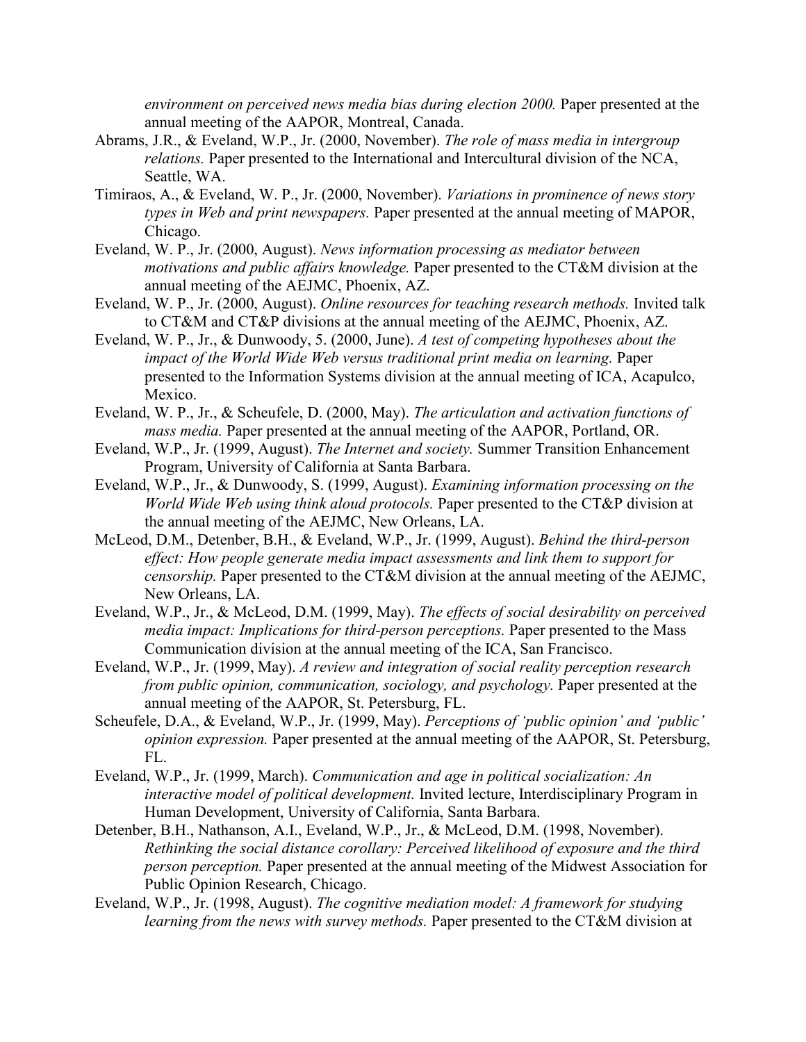*environment on perceived news media bias during election 2000.* Paper presented at the annual meeting of the AAPOR, Montreal, Canada.

Abrams, J.R., & Eveland, W.P., Jr. (2000, November). *The role of mass media in intergroup relations.* Paper presented to the International and Intercultural division of the NCA, Seattle, WA.

Timiraos, A., & Eveland, W. P., Jr. (2000, November). *Variations in prominence of news story types in Web and print newspapers.* Paper presented at the annual meeting of MAPOR, Chicago.

Eveland, W. P., Jr. (2000, August). *News information processing as mediator between motivations and public affairs knowledge.* Paper presented to the CT&M division at the annual meeting of the AEJMC, Phoenix, AZ.

Eveland, W. P., Jr. (2000, August). *Online resources for teaching research methods.* Invited talk to CT&M and CT&P divisions at the annual meeting of the AEJMC, Phoenix, AZ.

Eveland, W. P., Jr., & Dunwoody, 5. (2000, June). *A test of competing hypotheses about the impact of the World Wide Web versus traditional print media on learning.* Paper presented to the Information Systems division at the annual meeting of ICA, Acapulco, Mexico.

Eveland, W. P., Jr., & Scheufele, D. (2000, May). *The articulation and activation functions of mass media.* Paper presented at the annual meeting of the AAPOR, Portland, OR.

Eveland, W.P., Jr. (1999, August). *The Internet and society.* Summer Transition Enhancement Program, University of California at Santa Barbara.

Eveland, W.P., Jr., & Dunwoody, S. (1999, August). *Examining information processing on the World Wide Web using think aloud protocols.* Paper presented to the CT&P division at the annual meeting of the AEJMC, New Orleans, LA.

McLeod, D.M., Detenber, B.H., & Eveland, W.P., Jr. (1999, August). *Behind the third-person effect: How people generate media impact assessments and link them to support for censorship.* Paper presented to the CT&M division at the annual meeting of the AEJMC, New Orleans, LA.

Eveland, W.P., Jr., & McLeod, D.M. (1999, May). *The effects of social desirability on perceived media impact: Implications for third-person perceptions.* Paper presented to the Mass Communication division at the annual meeting of the ICA, San Francisco.

Eveland, W.P., Jr. (1999, May). *A review and integration of social reality perception research from public opinion, communication, sociology, and psychology.* Paper presented at the annual meeting of the AAPOR, St. Petersburg, FL.

Scheufele, D.A., & Eveland, W.P., Jr. (1999, May). *Perceptions of 'public opinion' and 'public' opinion expression.* Paper presented at the annual meeting of the AAPOR, St. Petersburg, FL.

Eveland, W.P., Jr. (1999, March). *Communication and age in political socialization: An interactive model of political development.* Invited lecture, Interdisciplinary Program in Human Development, University of California, Santa Barbara.

Detenber, B.H., Nathanson, A.I., Eveland, W.P., Jr., & McLeod, D.M. (1998, November). *Rethinking the social distance corollary: Perceived likelihood of exposure and the third person perception.* Paper presented at the annual meeting of the Midwest Association for Public Opinion Research, Chicago.

Eveland, W.P., Jr. (1998, August). *The cognitive mediation model: A framework for studying learning from the news with survey methods.* Paper presented to the CT&M division at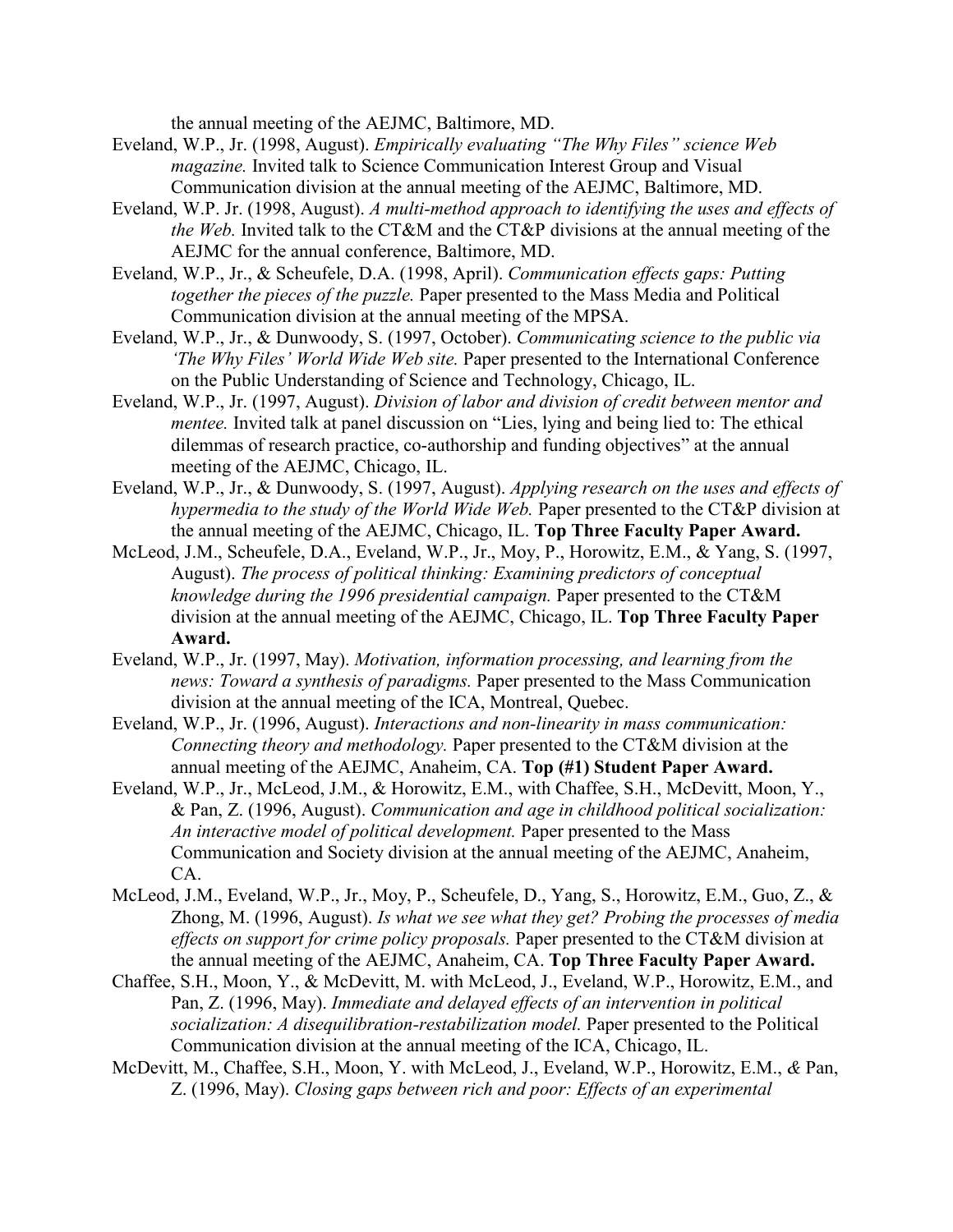the annual meeting of the AEJMC, Baltimore, MD.

Eveland, W.P., Jr. (1998, August). *Empirically evaluating "The Why Files" science Web magazine.* Invited talk to Science Communication Interest Group and Visual Communication division at the annual meeting of the AEJMC, Baltimore, MD.

Eveland, W.P. Jr. (1998, August). *A multi-method approach to identifying the uses and effects of the Web.* Invited talk to the CT&M and the CT&P divisions at the annual meeting of the AEJMC for the annual conference, Baltimore, MD.

Eveland, W.P., Jr., & Scheufele, D.A. (1998, April). *Communication effects gaps: Putting together the pieces of the puzzle.* Paper presented to the Mass Media and Political Communication division at the annual meeting of the MPSA.

Eveland, W.P., Jr., & Dunwoody, S. (1997, October). *Communicating science to the public via 'The Why Files' World Wide Web site.* Paper presented to the International Conference on the Public Understanding of Science and Technology, Chicago, IL.

Eveland, W.P., Jr. (1997, August). *Division of labor and division of credit between mentor and mentee.* Invited talk at panel discussion on "Lies, lying and being lied to: The ethical dilemmas of research practice, co-authorship and funding objectives" at the annual meeting of the AEJMC, Chicago, IL.

Eveland, W.P., Jr., & Dunwoody, S. (1997, August). *Applying research on the uses and effects of hypermedia to the study of the World Wide Web.* Paper presented to the CT&P division at the annual meeting of the AEJMC, Chicago, IL. **Top Three Faculty Paper Award.**

McLeod, J.M., Scheufele, D.A., Eveland, W.P., Jr., Moy, P., Horowitz, E.M., & Yang, S. (1997, August). *The process of political thinking: Examining predictors of conceptual knowledge during the 1996 presidential campaign.* Paper presented to the CT&M division at the annual meeting of the AEJMC, Chicago, IL. **Top Three Faculty Paper Award.**

Eveland, W.P., Jr. (1997, May). *Motivation, information processing, and learning from the news: Toward a synthesis of paradigms.* Paper presented to the Mass Communication division at the annual meeting of the ICA, Montreal, Quebec.

Eveland, W.P., Jr. (1996, August). *Interactions and non-linearity in mass communication: Connecting theory and methodology.* Paper presented to the CT&M division at the annual meeting of the AEJMC, Anaheim, CA. **Top (#1) Student Paper Award.**

Eveland, W.P., Jr., McLeod, J.M., & Horowitz, E.M., with Chaffee, S.H., McDevitt, Moon, Y., & Pan, Z. (1996, August). *Communication and age in childhood political socialization: An interactive model of political development.* Paper presented to the Mass Communication and Society division at the annual meeting of the AEJMC, Anaheim, CA.

McLeod, J.M., Eveland, W.P., Jr., Moy, P., Scheufele, D., Yang, S., Horowitz, E.M., Guo, Z., & Zhong, M. (1996, August). *Is what we see what they get? Probing the processes of media effects on support for crime policy proposals.* Paper presented to the CT&M division at the annual meeting of the AEJMC, Anaheim, CA. **Top Three Faculty Paper Award.**

Chaffee, S.H., Moon, Y., & McDevitt, M. with McLeod, J., Eveland, W.P., Horowitz, E.M., and Pan, Z. (1996, May). *Immediate and delayed effects of an intervention in political socialization: A disequilibration-restabilization model.* Paper presented to the Political Communication division at the annual meeting of the ICA, Chicago, IL.

McDevitt, M., Chaffee, S.H., Moon, Y. with McLeod, J., Eveland, W.P., Horowitz, E.M., & Pan, Z. (1996, May). *Closing gaps between rich and poor: Effects of an experimental*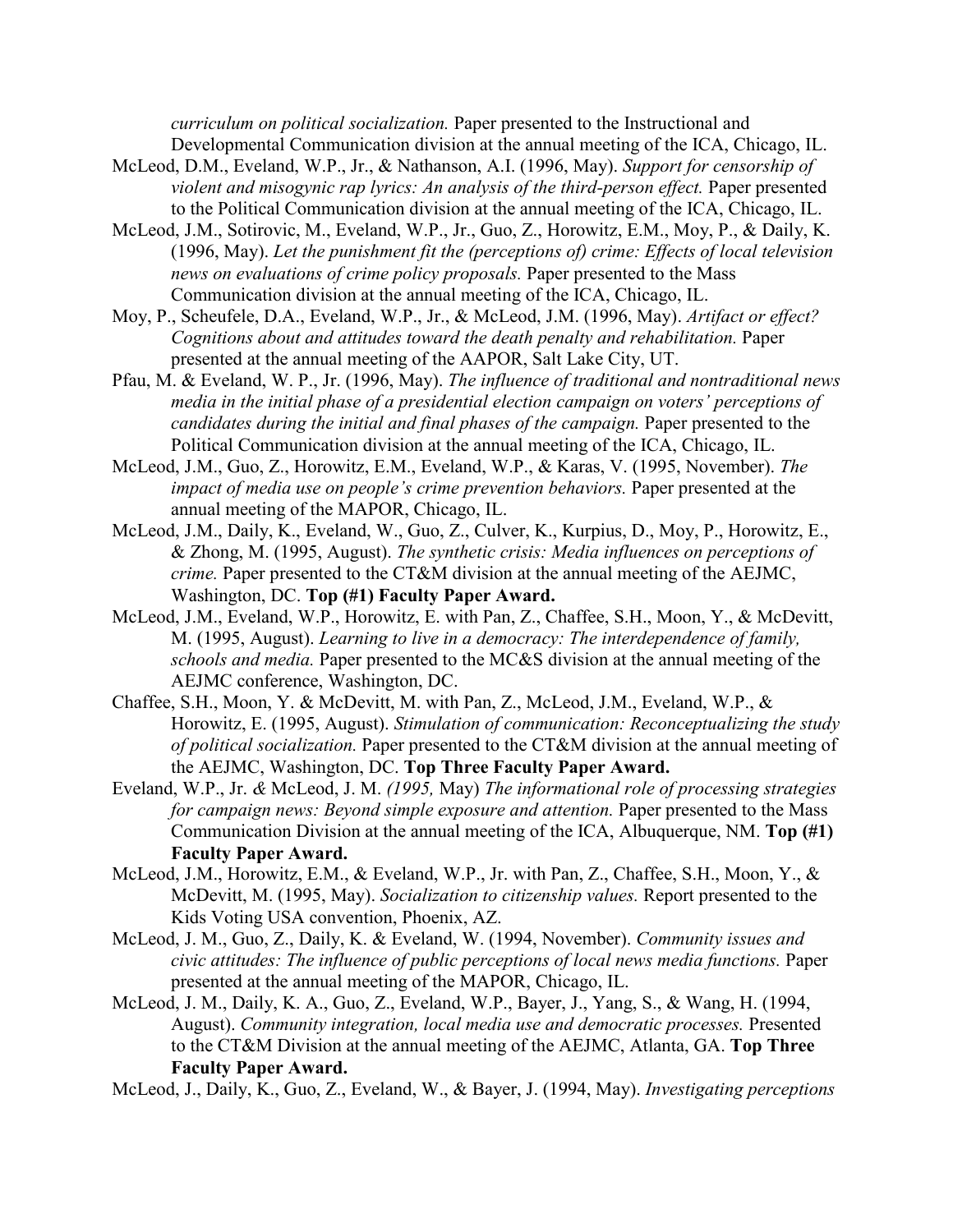*curriculum on political socialization.* Paper presented to the Instructional and Developmental Communication division at the annual meeting of the ICA, Chicago, IL.

McLeod, D.M., Eveland, W.P., Jr., & Nathanson, A.I. (1996, May). *Support for censorship of violent and misogynic rap lyrics: An analysis of the third-person effect.* Paper presented to the Political Communication division at the annual meeting of the ICA, Chicago, IL.

McLeod, J.M., Sotirovic, M., Eveland, W.P., Jr., Guo, Z., Horowitz, E.M., Moy, P., & Daily, K. (1996, May). *Let the punishment fit the (perceptions of) crime: Effects of local television news on evaluations of crime policy proposals.* Paper presented to the Mass Communication division at the annual meeting of the ICA, Chicago, IL.

Moy, P., Scheufele, D.A., Eveland, W.P., Jr., & McLeod, J.M. (1996, May). *Artifact or effect? Cognitions about and attitudes toward the death penalty and rehabilitation.* Paper presented at the annual meeting of the AAPOR, Salt Lake City, UT.

Pfau, M. & Eveland, W. P., Jr. (1996, May). *The influence of traditional and nontraditional news media in the initial phase of a presidential election campaign on voters' perceptions of candidates during the initial and final phases of the campaign.* Paper presented to the Political Communication division at the annual meeting of the ICA, Chicago, IL.

McLeod, J.M., Guo, Z., Horowitz, E.M., Eveland, W.P., & Karas, V. (1995, November). *The impact of media use on people's crime prevention behaviors.* Paper presented at the annual meeting of the MAPOR, Chicago, IL.

McLeod, J.M., Daily, K., Eveland, W., Guo, Z., Culver, K., Kurpius, D., Moy, P., Horowitz, E., & Zhong, M. (1995, August). *The synthetic crisis: Media influences on perceptions of crime.* Paper presented to the CT&M division at the annual meeting of the AEJMC, Washington, DC. **Top (#1) Faculty Paper Award.**

McLeod, J.M., Eveland, W.P., Horowitz, E. with Pan, Z., Chaffee, S.H., Moon, Y., & McDevitt, M. (1995, August). *Learning to live in a democracy: The interdependence of family, schools and media.* Paper presented to the MC&S division at the annual meeting of the AEJMC conference, Washington, DC.

Chaffee, S.H., Moon, Y. & McDevitt, M. with Pan, Z., McLeod, J.M., Eveland, W.P., & Horowitz, E. (1995, August). *Stimulation of communication: Reconceptualizing the study of political socialization.* Paper presented to the CT&M division at the annual meeting of the AEJMC, Washington, DC. **Top Three Faculty Paper Award.**

Eveland, W.P., Jr. & McLeod, J. M. *(1995,* May) *The informational role of processing strategies for campaign news: Beyond simple exposure and attention.* Paper presented to the Mass Communication Division at the annual meeting of the ICA, Albuquerque, NM. **Top (#1) Faculty Paper Award.**

McLeod, J.M., Horowitz, E.M., & Eveland, W.P., Jr. with Pan, Z., Chaffee, S.H., Moon, Y., & McDevitt, M. (1995, May). *Socialization to citizenship values.* Report presented to the Kids Voting USA convention, Phoenix, AZ.

McLeod, J. M., Guo, Z., Daily, K. & Eveland, W. (1994, November). *Community issues and civic attitudes: The influence of public perceptions of local news media functions.* Paper presented at the annual meeting of the MAPOR, Chicago, IL.

McLeod, J. M., Daily, K. A., Guo, Z., Eveland, W.P., Bayer, J., Yang, S., & Wang, H. (1994, August). *Community integration, local media use and democratic processes.* Presented to the CT&M Division at the annual meeting of the AEJMC, Atlanta, GA. **Top Three Faculty Paper Award.**

McLeod, J., Daily, K., Guo, Z., Eveland, W., & Bayer, J. (1994, May). *Investigating perceptions*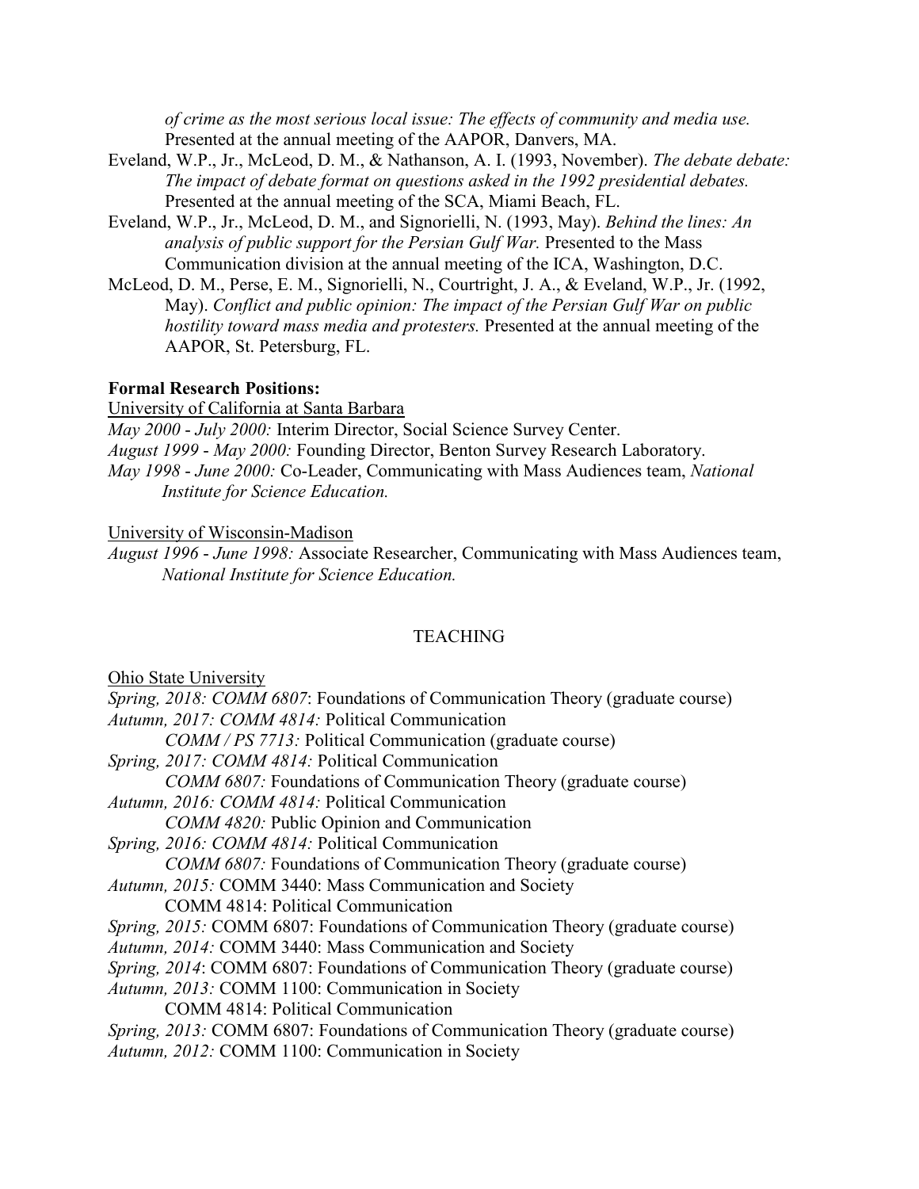*of crime as the most serious local issue: The effects of community and media use.* Presented at the annual meeting of the AAPOR, Danvers, MA.

Eveland, W.P., Jr., McLeod, D. M., & Nathanson, A. I. (1993, November). *The debate debate: The impact of debate format on questions asked in the 1992 presidential debates.* Presented at the annual meeting of the SCA, Miami Beach, FL.

Eveland, W.P., Jr., McLeod, D. M., and Signorielli, N. (1993, May). *Behind the lines: An analysis of public support for the Persian Gulf War.* Presented to the Mass Communication division at the annual meeting of the ICA, Washington, D.C.

McLeod, D. M., Perse, E. M., Signorielli, N., Courtright, J. A., & Eveland, W.P., Jr. (1992, May). *Conflict and public opinion: The impact of the Persian Gulf War on public hostility toward mass media and protesters.* Presented at the annual meeting of the AAPOR, St. Petersburg, FL.

**Formal Research Positions:**

University of California at Santa Barbara

*May 2000 - July 2000:* Interim Director, Social Science Survey Center.
*August 1999 - May 2000:* Founding Director, Benton Survey Research Laboratory.
*May 1998 - June 2000:* Co-Leader, Communicating with Mass Audiences team, *National Institute for Science Education.*

University of Wisconsin-Madison

*August 1996 - June 1998:* Associate Researcher, Communicating with Mass Audiences team, *National Institute for Science Education.*

## TEACHING

Ohio State University

*Spring, 2018: COMM 6807*: Foundations of Communication Theory (graduate course)
*Autumn, 2017: COMM 4814:* Political Communication
    *COMM / PS 7713:* Political Communication (graduate course)
*Spring, 2017: COMM 4814:* Political Communication
    *COMM 6807:* Foundations of Communication Theory (graduate course)
*Autumn, 2016: COMM 4814:* Political Communication
    *COMM 4820:* Public Opinion and Communication
*Spring, 2016: COMM 4814:* Political Communication
    *COMM 6807:* Foundations of Communication Theory (graduate course)
*Autumn, 2015:* COMM 3440: Mass Communication and Society
    COMM 4814: Political Communication
*Spring, 2015:* COMM 6807: Foundations of Communication Theory (graduate course)
*Autumn, 2014:* COMM 3440: Mass Communication and Society
*Spring, 2014*: COMM 6807: Foundations of Communication Theory (graduate course)
*Autumn, 2013:* COMM 1100: Communication in Society
    COMM 4814: Political Communication
*Spring, 2013:* COMM 6807: Foundations of Communication Theory (graduate course)
*Autumn, 2012:* COMM 1100: Communication in Society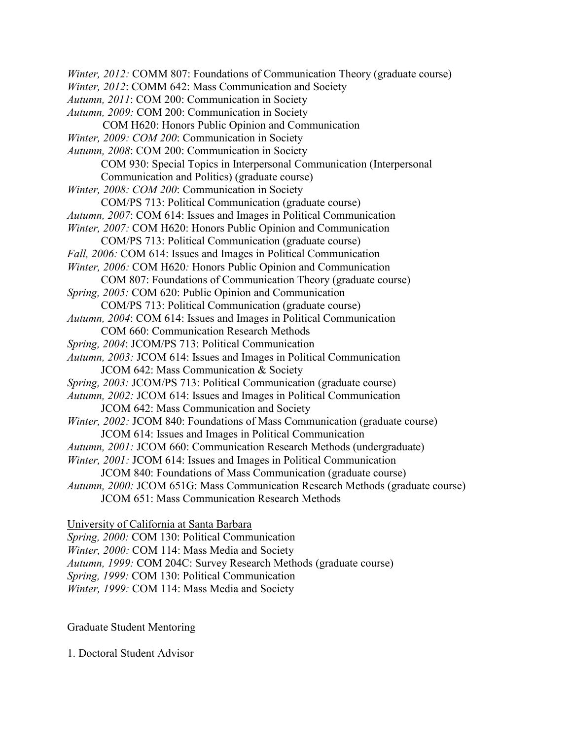*Winter, 2012:* COMM 807: Foundations of Communication Theory (graduate course)
*Winter, 2012*: COMM 642: Mass Communication and Society
*Autumn, 2011*: COM 200: Communication in Society
*Autumn, 2009:* COM 200: Communication in Society
    COM H620: Honors Public Opinion and Communication
*Winter, 2009: COM 200*: Communication in Society
*Autumn, 2008*: COM 200: Communication in Society
    COM 930: Special Topics in Interpersonal Communication (Interpersonal Communication and Politics) (graduate course)
*Winter, 2008: COM 200*: Communication in Society
    COM/PS 713: Political Communication (graduate course)
*Autumn, 2007*: COM 614: Issues and Images in Political Communication
*Winter, 2007:* COM H620: Honors Public Opinion and Communication
    COM/PS 713: Political Communication (graduate course)
*Fall, 2006:* COM 614: Issues and Images in Political Communication
*Winter, 2006:* COM H620*:* Honors Public Opinion and Communication
    COM 807: Foundations of Communication Theory (graduate course)
*Spring, 2005:* COM 620: Public Opinion and Communication
    COM/PS 713: Political Communication (graduate course)
*Autumn, 2004*: COM 614: Issues and Images in Political Communication
    COM 660: Communication Research Methods
*Spring, 2004*: JCOM/PS 713: Political Communication
*Autumn, 2003:* JCOM 614: Issues and Images in Political Communication
    JCOM 642: Mass Communication & Society
*Spring, 2003:* JCOM/PS 713: Political Communication (graduate course)
*Autumn, 2002:* JCOM 614: Issues and Images in Political Communication
    JCOM 642: Mass Communication and Society
*Winter, 2002:* JCOM 840: Foundations of Mass Communication (graduate course)
    JCOM 614: Issues and Images in Political Communication
*Autumn, 2001:* JCOM 660: Communication Research Methods (undergraduate)
*Winter, 2001:* JCOM 614: Issues and Images in Political Communication
    JCOM 840: Foundations of Mass Communication (graduate course)
*Autumn, 2000:* JCOM 651G: Mass Communication Research Methods (graduate course)
    JCOM 651: Mass Communication Research Methods

<u>University of California at Santa Barbara</u>
*Spring, 2000:* COM 130: Political Communication
*Winter, 2000:* COM 114: Mass Media and Society
*Autumn, 1999:* COM 204C: Survey Research Methods (graduate course)
*Spring, 1999:* COM 130: Political Communication
*Winter, 1999:* COM 114: Mass Media and Society

Graduate Student Mentoring

1. Doctoral Student Advisor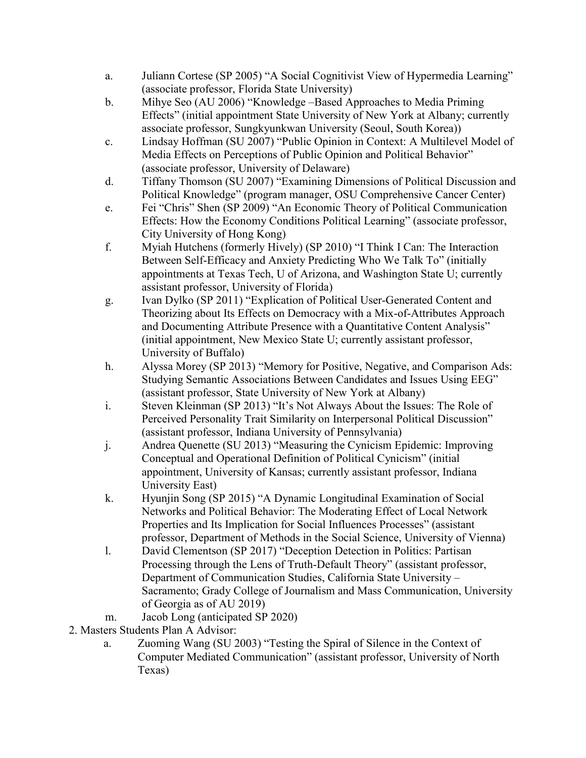a. Juliann Cortese (SP 2005) "A Social Cognitivist View of Hypermedia Learning" (associate professor, Florida State University)
b. Mihye Seo (AU 2006) "Knowledge –Based Approaches to Media Priming Effects" (initial appointment State University of New York at Albany; currently associate professor, Sungkyunkwan University (Seoul, South Korea))
c. Lindsay Hoffman (SU 2007) "Public Opinion in Context: A Multilevel Model of Media Effects on Perceptions of Public Opinion and Political Behavior" (associate professor, University of Delaware)
d. Tiffany Thomson (SU 2007) "Examining Dimensions of Political Discussion and Political Knowledge" (program manager, OSU Comprehensive Cancer Center)
e. Fei "Chris" Shen (SP 2009) "An Economic Theory of Political Communication Effects: How the Economy Conditions Political Learning" (associate professor, City University of Hong Kong)
f. Myiah Hutchens (formerly Hively) (SP 2010) "I Think I Can: The Interaction Between Self-Efficacy and Anxiety Predicting Who We Talk To" (initially appointments at Texas Tech, U of Arizona, and Washington State U; currently assistant professor, University of Florida)
g. Ivan Dylko (SP 2011) "Explication of Political User-Generated Content and Theorizing about Its Effects on Democracy with a Mix-of-Attributes Approach and Documenting Attribute Presence with a Quantitative Content Analysis" (initial appointment, New Mexico State U; currently assistant professor, University of Buffalo)
h. Alyssa Morey (SP 2013) "Memory for Positive, Negative, and Comparison Ads: Studying Semantic Associations Between Candidates and Issues Using EEG" (assistant professor, State University of New York at Albany)
i. Steven Kleinman (SP 2013) "It's Not Always About the Issues: The Role of Perceived Personality Trait Similarity on Interpersonal Political Discussion" (assistant professor, Indiana University of Pennsylvania)
j. Andrea Quenette (SU 2013) "Measuring the Cynicism Epidemic: Improving Conceptual and Operational Definition of Political Cynicism" (initial appointment, University of Kansas; currently assistant professor, Indiana University East)
k. Hyunjin Song (SP 2015) "A Dynamic Longitudinal Examination of Social Networks and Political Behavior: The Moderating Effect of Local Network Properties and Its Implication for Social Influences Processes" (assistant professor, Department of Methods in the Social Science, University of Vienna)
l. David Clementson (SP 2017) "Deception Detection in Politics: Partisan Processing through the Lens of Truth-Default Theory" (assistant professor, Department of Communication Studies, California State University – Sacramento; Grady College of Journalism and Mass Communication, University of Georgia as of AU 2019)
m. Jacob Long (anticipated SP 2020)

2. Masters Students Plan A Advisor:
   a. Zuoming Wang (SU 2003) "Testing the Spiral of Silence in the Context of Computer Mediated Communication" (assistant professor, University of North Texas)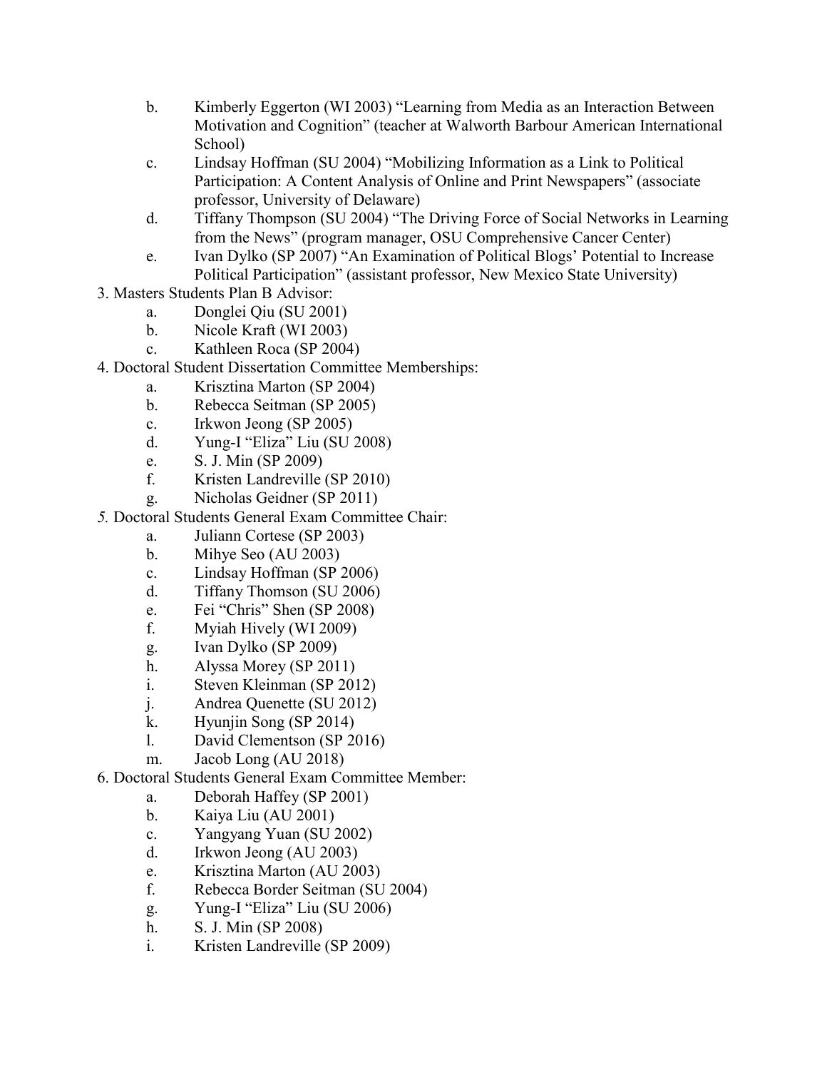b. Kimberly Eggerton (WI 2003) "Learning from Media as an Interaction Between Motivation and Cognition" (teacher at Walworth Barbour American International School)
c. Lindsay Hoffman (SU 2004) "Mobilizing Information as a Link to Political Participation: A Content Analysis of Online and Print Newspapers" (associate professor, University of Delaware)
d. Tiffany Thompson (SU 2004) "The Driving Force of Social Networks in Learning from the News" (program manager, OSU Comprehensive Cancer Center)
e. Ivan Dylko (SP 2007) "An Examination of Political Blogs' Potential to Increase Political Participation" (assistant professor, New Mexico State University)

3. Masters Students Plan B Advisor:
   a. Donglei Qiu (SU 2001)
   b. Nicole Kraft (WI 2003)
   c. Kathleen Roca (SP 2004)

4. Doctoral Student Dissertation Committee Memberships:
   a. Krisztina Marton (SP 2004)
   b. Rebecca Seitman (SP 2005)
   c. Irkwon Jeong (SP 2005)
   d. Yung-I "Eliza" Liu (SU 2008)
   e. S. J. Min (SP 2009)
   f. Kristen Landreville (SP 2010)
   g. Nicholas Geidner (SP 2011)

*5.* Doctoral Students General Exam Committee Chair:
   a. Juliann Cortese (SP 2003)
   b. Mihye Seo (AU 2003)
   c. Lindsay Hoffman (SP 2006)
   d. Tiffany Thomson (SU 2006)
   e. Fei "Chris" Shen (SP 2008)
   f. Myiah Hively (WI 2009)
   g. Ivan Dylko (SP 2009)
   h. Alyssa Morey (SP 2011)
   i. Steven Kleinman (SP 2012)
   j. Andrea Quenette (SU 2012)
   k. Hyunjin Song (SP 2014)
   l. David Clementson (SP 2016)
   m. Jacob Long (AU 2018)

6. Doctoral Students General Exam Committee Member:
   a. Deborah Haffey (SP 2001)
   b. Kaiya Liu (AU 2001)
   c. Yangyang Yuan (SU 2002)
   d. Irkwon Jeong (AU 2003)
   e. Krisztina Marton (AU 2003)
   f. Rebecca Border Seitman (SU 2004)
   g. Yung-I "Eliza" Liu (SU 2006)
   h. S. J. Min (SP 2008)
   i. Kristen Landreville (SP 2009)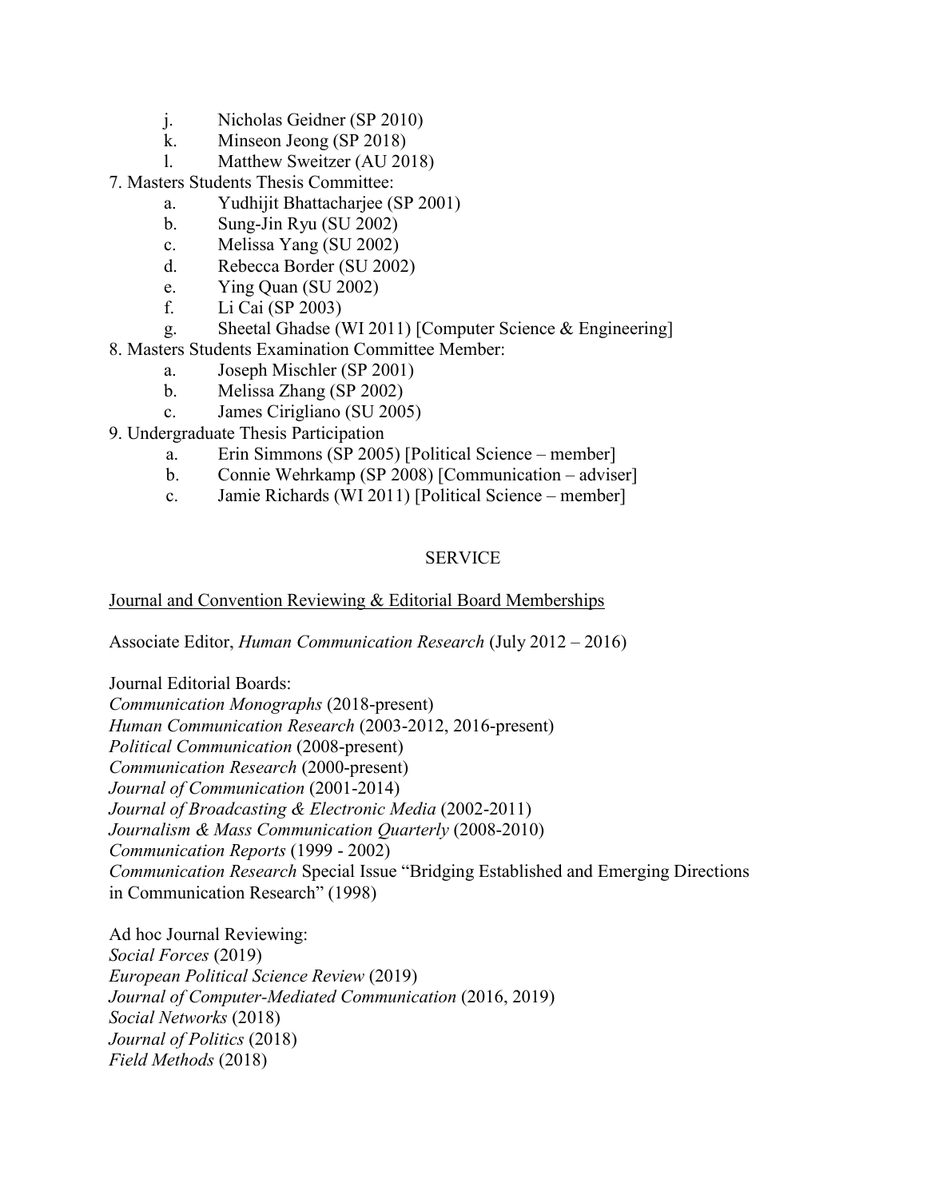j. Nicholas Geidner (SP 2010)
   k. Minseon Jeong (SP 2018)
   l. Matthew Sweitzer (AU 2018)

7. Masters Students Thesis Committee:
   a. Yudhijit Bhattacharjee (SP 2001)
   b. Sung-Jin Ryu (SU 2002)
   c. Melissa Yang (SU 2002)
   d. Rebecca Border (SU 2002)
   e. Ying Quan (SU 2002)
   f. Li Cai (SP 2003)
   g. Sheetal Ghadse (WI 2011) [Computer Science & Engineering]

8. Masters Students Examination Committee Member:
   a. Joseph Mischler (SP 2001)
   b. Melissa Zhang (SP 2002)
   c. James Cirigliano (SU 2005)

9. Undergraduate Thesis Participation
   a. Erin Simmons (SP 2005) [Political Science – member]
   b. Connie Wehrkamp (SP 2008) [Communication – adviser]
   c. Jamie Richards (WI 2011) [Political Science – member]

## SERVICE

<u>Journal and Convention Reviewing & Editorial Board Memberships</u>

Associate Editor, *Human Communication Research* (July 2012 – 2016)

Journal Editorial Boards:
*Communication Monographs* (2018-present)
*Human Communication Research* (2003-2012, 2016-present)
*Political Communication* (2008-present)
*Communication Research* (2000-present)
*Journal of Communication* (2001-2014)
*Journal of Broadcasting & Electronic Media* (2002-2011)
*Journalism & Mass Communication Quarterly* (2008-2010)
*Communication Reports* (1999 - 2002)
*Communication Research* Special Issue "Bridging Established and Emerging Directions in Communication Research" (1998)

Ad hoc Journal Reviewing:
*Social Forces* (2019)
*European Political Science Review* (2019)
*Journal of Computer-Mediated Communication* (2016, 2019)
*Social Networks* (2018)
*Journal of Politics* (2018)
*Field Methods* (2018)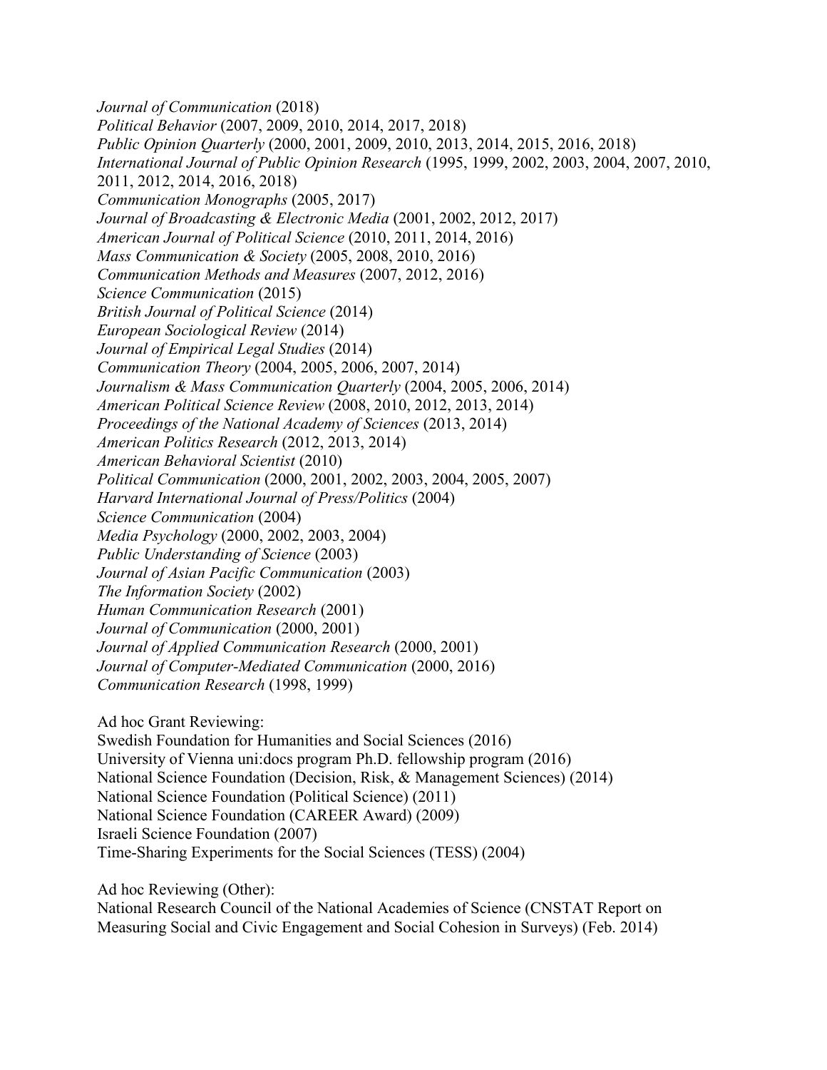*Journal of Communication* (2018)  
*Political Behavior* (2007, 2009, 2010, 2014, 2017, 2018)  
*Public Opinion Quarterly* (2000, 2001, 2009, 2010, 2013, 2014, 2015, 2016, 2018)  
*International Journal of Public Opinion Research* (1995, 1999, 2002, 2003, 2004, 2007, 2010, 2011, 2012, 2014, 2016, 2018)  
*Communication Monographs* (2005, 2017)  
*Journal of Broadcasting & Electronic Media* (2001, 2002, 2012, 2017)  
*American Journal of Political Science* (2010, 2011, 2014, 2016)  
*Mass Communication & Society* (2005, 2008, 2010, 2016)  
*Communication Methods and Measures* (2007, 2012, 2016)  
*Science Communication* (2015)  
*British Journal of Political Science* (2014)  
*European Sociological Review* (2014)  
*Journal of Empirical Legal Studies* (2014)  
*Communication Theory* (2004, 2005, 2006, 2007, 2014)  
*Journalism & Mass Communication Quarterly* (2004, 2005, 2006, 2014)  
*American Political Science Review* (2008, 2010, 2012, 2013, 2014)  
*Proceedings of the National Academy of Sciences* (2013, 2014)  
*American Politics Research* (2012, 2013, 2014)  
*American Behavioral Scientist* (2010)  
*Political Communication* (2000, 2001, 2002, 2003, 2004, 2005, 2007)  
*Harvard International Journal of Press/Politics* (2004)  
*Science Communication* (2004)  
*Media Psychology* (2000, 2002, 2003, 2004)  
*Public Understanding of Science* (2003)  
*Journal of Asian Pacific Communication* (2003)  
*The Information Society* (2002)  
*Human Communication Research* (2001)  
*Journal of Communication* (2000, 2001)  
*Journal of Applied Communication Research* (2000, 2001)  
*Journal of Computer-Mediated Communication* (2000, 2016)  
*Communication Research* (1998, 1999)

Ad hoc Grant Reviewing:  
Swedish Foundation for Humanities and Social Sciences (2016)  
University of Vienna uni:docs program Ph.D. fellowship program (2016)  
National Science Foundation (Decision, Risk, & Management Sciences) (2014)  
National Science Foundation (Political Science) (2011)  
National Science Foundation (CAREER Award) (2009)  
Israeli Science Foundation (2007)  
Time-Sharing Experiments for the Social Sciences (TESS) (2004)

Ad hoc Reviewing (Other):  
National Research Council of the National Academies of Science (CNSTAT Report on Measuring Social and Civic Engagement and Social Cohesion in Surveys) (Feb. 2014)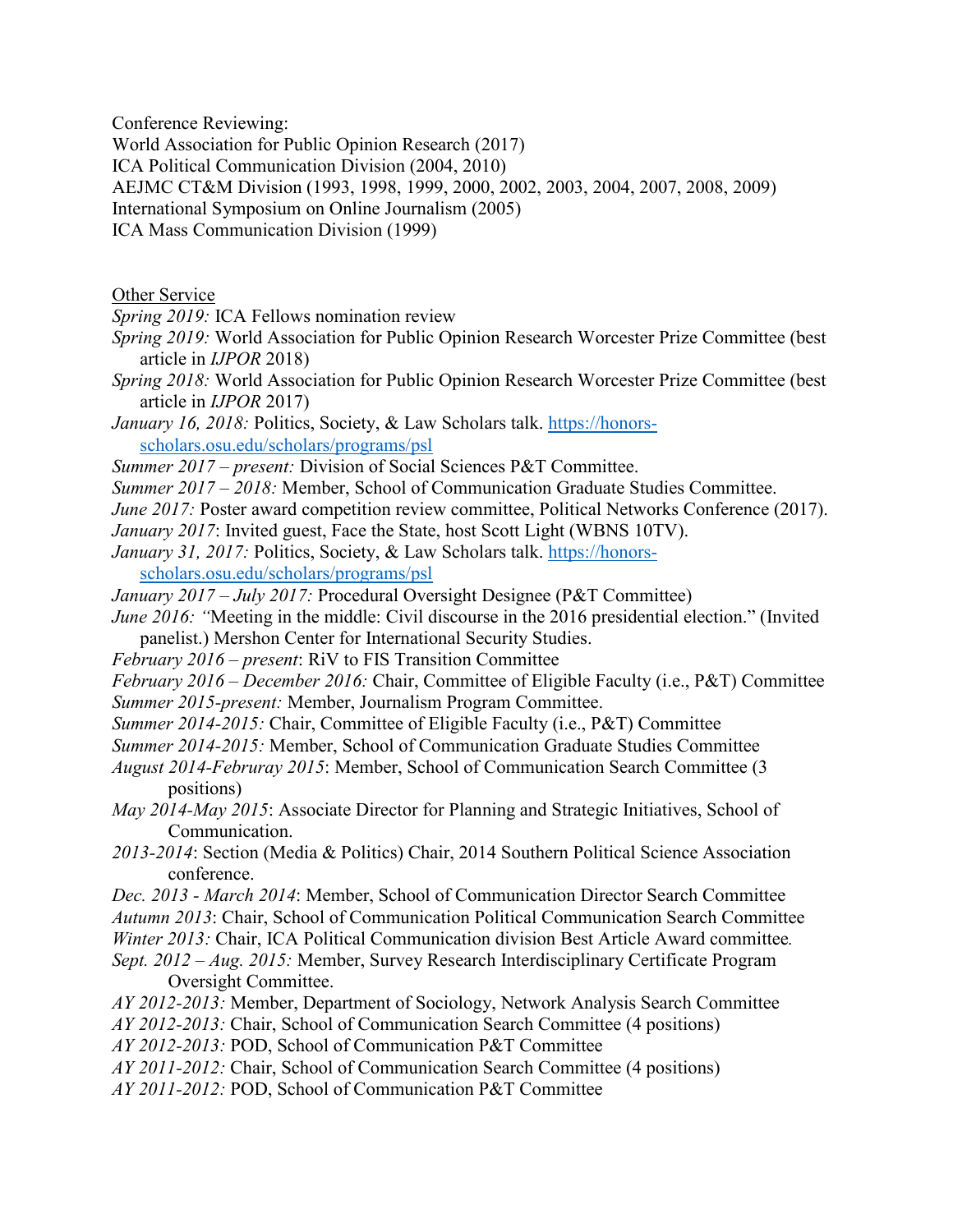Conference Reviewing:
World Association for Public Opinion Research (2017)
ICA Political Communication Division (2004, 2010)
AEJMC CT&M Division (1993, 1998, 1999, 2000, 2002, 2003, 2004, 2007, 2008, 2009)
International Symposium on Online Journalism (2005)
ICA Mass Communication Division (1999)

<u>Other Service</u>

*Spring 2019:* ICA Fellows nomination review

*Spring 2019:* World Association for Public Opinion Research Worcester Prize Committee (best article in *IJPOR* 2018)

*Spring 2018:* World Association for Public Opinion Research Worcester Prize Committee (best article in *IJPOR* 2017)

*January 16, 2018:* Politics, Society, & Law Scholars talk. [https://honors-scholars.osu.edu/scholars/programs/psl](https://honors-scholars.osu.edu/scholars/programs/psl)

*Summer 2017 – present:* Division of Social Sciences P&T Committee.

*Summer 2017 – 2018:* Member, School of Communication Graduate Studies Committee.

*June 2017:* Poster award competition review committee, Political Networks Conference (2017).

*January 2017*: Invited guest, Face the State, host Scott Light (WBNS 10TV).

*January 31, 2017:* Politics, Society, & Law Scholars talk. [https://honors-scholars.osu.edu/scholars/programs/psl](https://honors-scholars.osu.edu/scholars/programs/psl)

*January 2017 – July 2017:* Procedural Oversight Designee (P&T Committee)

*June 2016: "*Meeting in the middle: Civil discourse in the 2016 presidential election." (Invited panelist.) Mershon Center for International Security Studies.

*February 2016 – present*: RiV to FIS Transition Committee

*February 2016 – December 2016:* Chair, Committee of Eligible Faculty (i.e., P&T) Committee

*Summer 2015-present:* Member, Journalism Program Committee.

*Summer 2014-2015:* Chair, Committee of Eligible Faculty (i.e., P&T) Committee

*Summer 2014-2015:* Member, School of Communication Graduate Studies Committee

*August 2014-Februray 2015*: Member, School of Communication Search Committee (3 positions)

*May 2014-May 2015*: Associate Director for Planning and Strategic Initiatives, School of Communication.

*2013-2014*: Section (Media & Politics) Chair, 2014 Southern Political Science Association conference.

*Dec. 2013 - March 2014*: Member, School of Communication Director Search Committee

*Autumn 2013*: Chair, School of Communication Political Communication Search Committee

*Winter 2013:* Chair, ICA Political Communication division Best Article Award committee.

*Sept. 2012 – Aug. 2015:* Member, Survey Research Interdisciplinary Certificate Program Oversight Committee.

*AY 2012-2013:* Member, Department of Sociology, Network Analysis Search Committee

*AY 2012-2013:* Chair, School of Communication Search Committee (4 positions)

*AY 2012-2013:* POD, School of Communication P&T Committee

*AY 2011-2012:* Chair, School of Communication Search Committee (4 positions)

*AY 2011-2012:* POD, School of Communication P&T Committee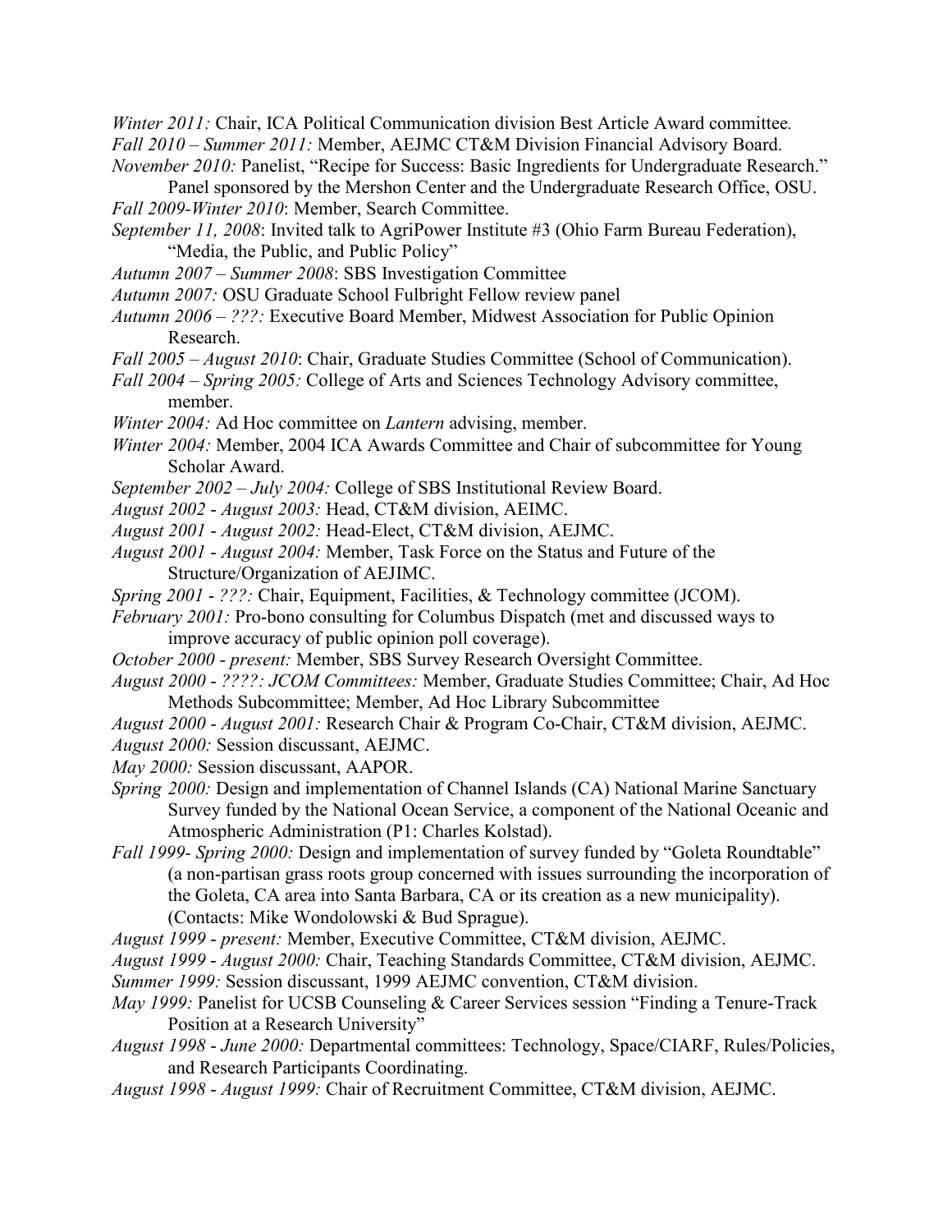*Winter 2011:* Chair, ICA Political Communication division Best Article Award committee*.*

*Fall 2010 – Summer 2011:* Member, AEJMC CT&M Division Financial Advisory Board.

*November 2010:* Panelist, "Recipe for Success: Basic Ingredients for Undergraduate Research." Panel sponsored by the Mershon Center and the Undergraduate Research Office, OSU.

*Fall 2009-Winter 2010*: Member, Search Committee.

*September 11, 2008*: Invited talk to AgriPower Institute #3 (Ohio Farm Bureau Federation), "Media, the Public, and Public Policy"

*Autumn 2007 – Summer 2008*: SBS Investigation Committee

*Autumn 2007:* OSU Graduate School Fulbright Fellow review panel

*Autumn 2006 – ???:* Executive Board Member, Midwest Association for Public Opinion Research.

*Fall 2005 – August 2010*: Chair, Graduate Studies Committee (School of Communication).

*Fall 2004 – Spring 2005:* College of Arts and Sciences Technology Advisory committee, member.

*Winter 2004:* Ad Hoc committee on *Lantern* advising, member.

*Winter 2004:* Member, 2004 ICA Awards Committee and Chair of subcommittee for Young Scholar Award.

*September 2002 – July 2004:* College of SBS Institutional Review Board.

*August 2002 - August 2003:* Head, CT&M division, AEIMC.

*August 2001 - August 2002:* Head-Elect, CT&M division, AEJMC.

*August 2001 - August 2004:* Member, Task Force on the Status and Future of the Structure/Organization of AEJIMC.

*Spring 2001 - ???:* Chair, Equipment, Facilities, & Technology committee (JCOM).

*February 2001:* Pro-bono consulting for Columbus Dispatch (met and discussed ways to improve accuracy of public opinion poll coverage).

*October 2000 - present:* Member, SBS Survey Research Oversight Committee.

*August 2000 - ????: JCOM Committees:* Member, Graduate Studies Committee; Chair, Ad Hoc Methods Subcommittee; Member, Ad Hoc Library Subcommittee

*August 2000 - August 2001:* Research Chair & Program Co-Chair, CT&M division, AEJMC.

*August 2000:* Session discussant, AEJMC.

*May 2000:* Session discussant, AAPOR.

*Spring 2000:* Design and implementation of Channel Islands (CA) National Marine Sanctuary Survey funded by the National Ocean Service, a component of the National Oceanic and Atmospheric Administration (P1: Charles Kolstad).

*Fall 1999- Spring 2000:* Design and implementation of survey funded by "Goleta Roundtable" (a non-partisan grass roots group concerned with issues surrounding the incorporation of the Goleta, CA area into Santa Barbara, CA or its creation as a new municipality). (Contacts: Mike Wondolowski & Bud Sprague).

*August 1999 - present:* Member, Executive Committee, CT&M division, AEJMC.

*August 1999 - August 2000:* Chair, Teaching Standards Committee, CT&M division, AEJMC.

*Summer 1999:* Session discussant, 1999 AEJMC convention, CT&M division.

*May 1999:* Panelist for UCSB Counseling & Career Services session "Finding a Tenure-Track Position at a Research University"

*August 1998 - June 2000:* Departmental committees: Technology, Space/CIARF, Rules/Policies, and Research Participants Coordinating.

*August 1998 - August 1999:* Chair of Recruitment Committee, CT&M division, AEJMC.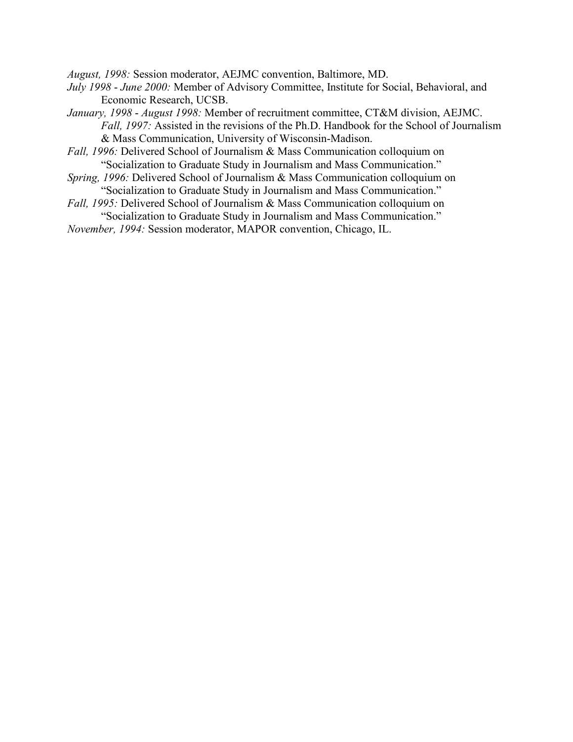*August, 1998:* Session moderator, AEJMC convention, Baltimore, MD.

*July 1998 - June 2000:* Member of Advisory Committee, Institute for Social, Behavioral, and Economic Research, UCSB.

*January, 1998 - August 1998:* Member of recruitment committee, CT&M division, AEJMC.

*Fall, 1997:* Assisted in the revisions of the Ph.D. Handbook for the School of Journalism & Mass Communication, University of Wisconsin-Madison.

*Fall, 1996:* Delivered School of Journalism & Mass Communication colloquium on "Socialization to Graduate Study in Journalism and Mass Communication."

*Spring, 1996:* Delivered School of Journalism & Mass Communication colloquium on "Socialization to Graduate Study in Journalism and Mass Communication."

*Fall, 1995:* Delivered School of Journalism & Mass Communication colloquium on "Socialization to Graduate Study in Journalism and Mass Communication."

*November, 1994:* Session moderator, MAPOR convention, Chicago, IL.